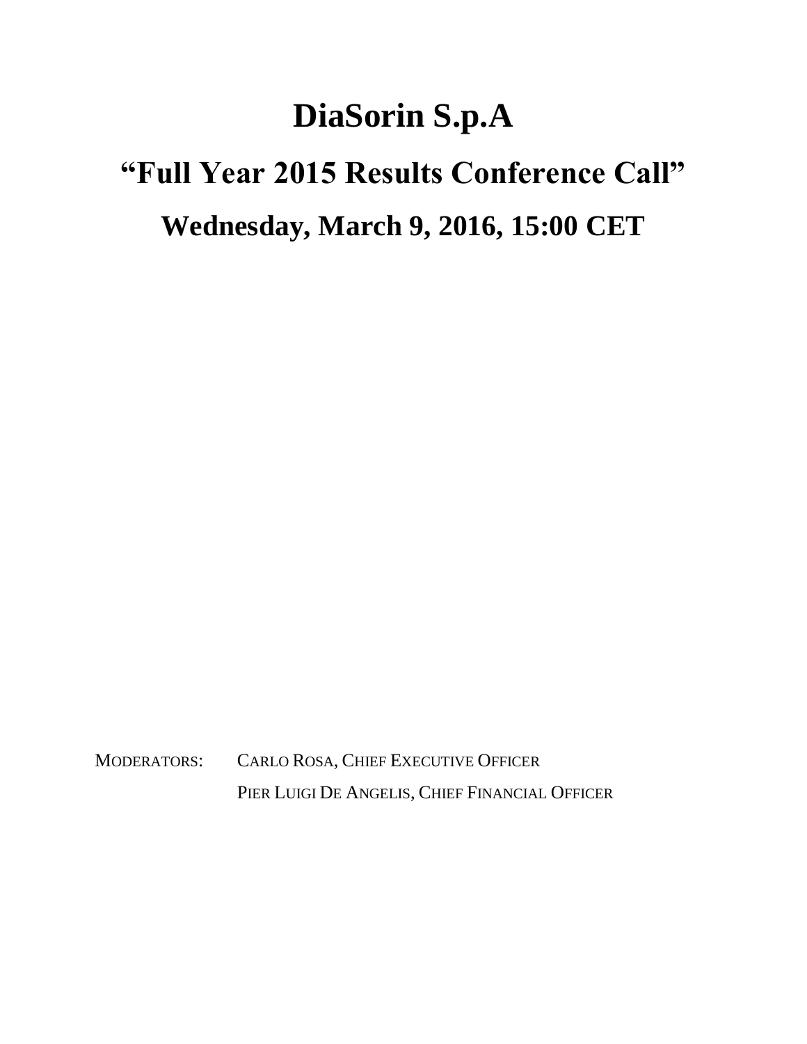# DiaSorin S.p.A

## "Full Year 2015 Results Conference Call"

### Wednesday, March 9, 2016, 15:00 CET

MODERATORS: CARLO ROSA, CHIEF EXECUTIVE OFFICER

PIER LUIGI DE ANGELIS, CHIEF FINANCIAL OFFICER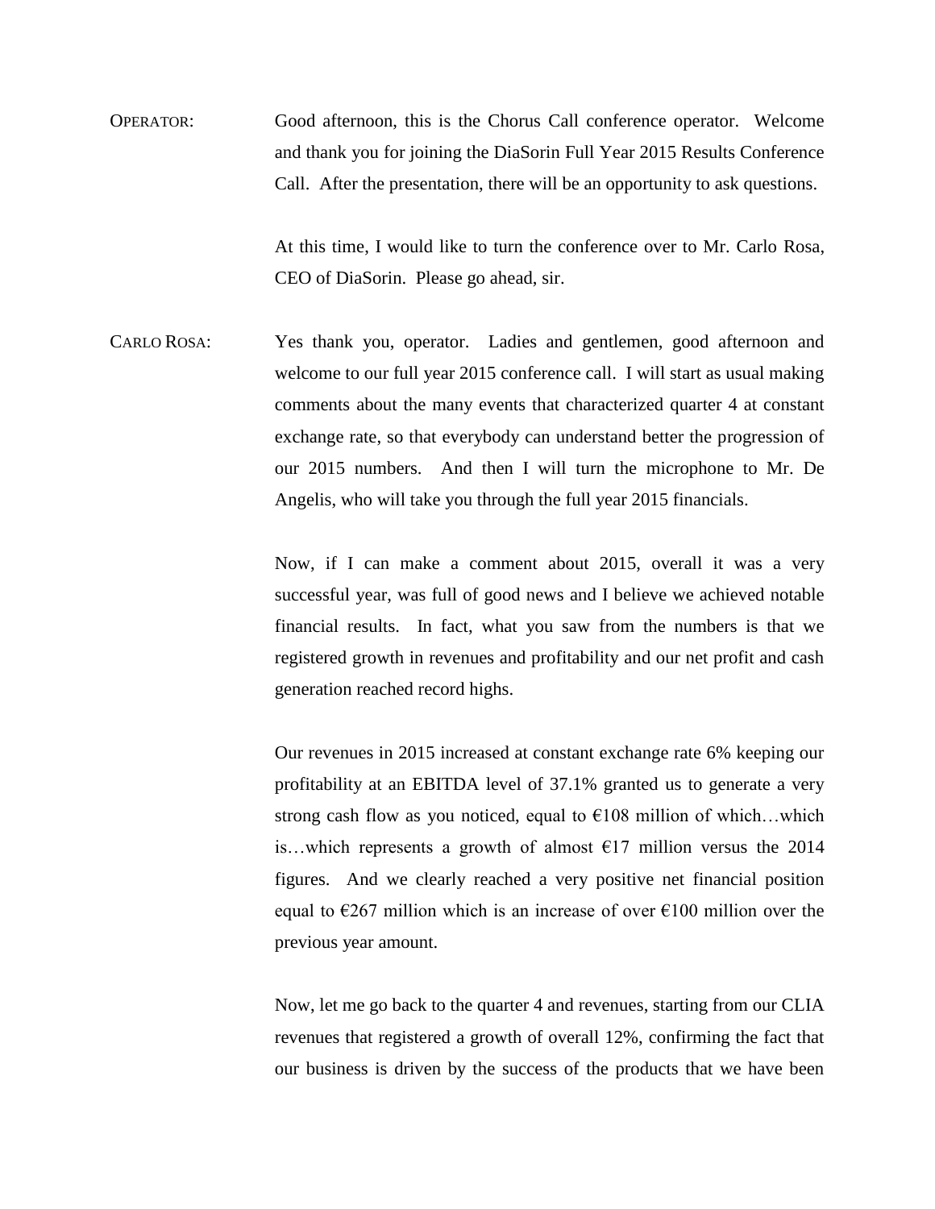OPERATOR: Good afternoon, this is the Chorus Call conference operator. Welcome and thank you for joining the DiaSorin Full Year 2015 Results Conference Call. After the presentation, there will be an opportunity to ask questions.

At this time, I would like to turn the conference over to Mr. Carlo Rosa, CEO of DiaSorin. Please go ahead, sir.

CARLO ROSA: Yes thank you, operator. Ladies and gentlemen, good afternoon and welcome to our full year 2015 conference call. I will start as usual making comments about the many events that characterized quarter 4 at constant exchange rate, so that everybody can understand better the progression of our 2015 numbers. And then I will turn the microphone to Mr. De Angelis, who will take you through the full year 2015 financials.

Now, if I can make a comment about 2015, overall it was a very successful year, was full of good news and I believe we achieved notable financial results. In fact, what you saw from the numbers is that we registered growth in revenues and profitability and our net profit and cash generation reached record highs.

Our revenues in 2015 increased at constant exchange rate 6% keeping our profitability at an EBITDA level of 37.1% granted us to generate a very strong cash flow as you noticed, equal to €108 million of which…which is…which represents a growth of almost €17 million versus the 2014 figures. And we clearly reached a very positive net financial position equal to €267 million which is an increase of over €100 million over the previous year amount.

Now, let me go back to the quarter 4 and revenues, starting from our CLIA revenues that registered a growth of overall 12%, confirming the fact that our business is driven by the success of the products that we have been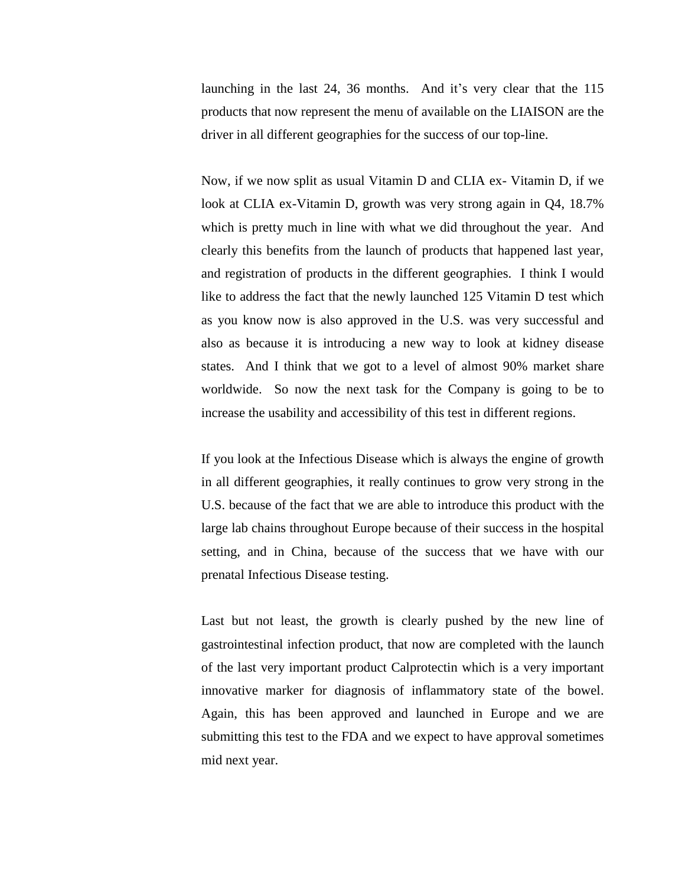launching in the last 24, 36 months. And it's very clear that the 115 products that now represent the menu of available on the LIAISON are the driver in all different geographies for the success of our top-line.

Now, if we now split as usual Vitamin D and CLIA ex- Vitamin D, if we look at CLIA ex-Vitamin D, growth was very strong again in Q4, 18.7% which is pretty much in line with what we did throughout the year. And clearly this benefits from the launch of products that happened last year, and registration of products in the different geographies. I think I would like to address the fact that the newly launched 125 Vitamin D test which as you know now is also approved in the U.S. was very successful and also as because it is introducing a new way to look at kidney disease states. And I think that we got to a level of almost 90% market share worldwide. So now the next task for the Company is going to be to increase the usability and accessibility of this test in different regions.

If you look at the Infectious Disease which is always the engine of growth in all different geographies, it really continues to grow very strong in the U.S. because of the fact that we are able to introduce this product with the large lab chains throughout Europe because of their success in the hospital setting, and in China, because of the success that we have with our prenatal Infectious Disease testing.

Last but not least, the growth is clearly pushed by the new line of gastrointestinal infection product, that now are completed with the launch of the last very important product Calprotectin which is a very important innovative marker for diagnosis of inflammatory state of the bowel. Again, this has been approved and launched in Europe and we are submitting this test to the FDA and we expect to have approval sometimes mid next year.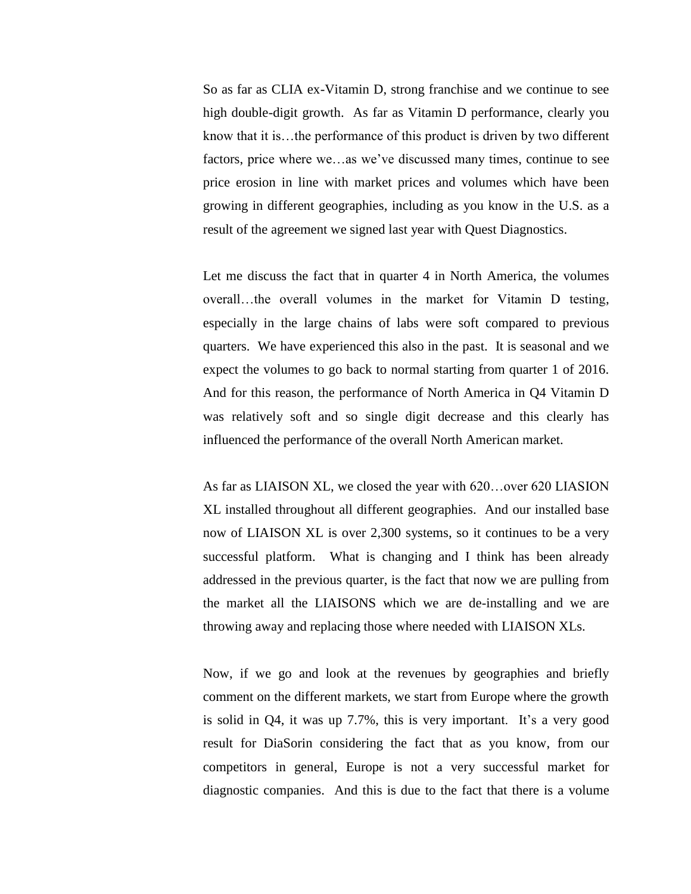So as far as CLIA ex-Vitamin D, strong franchise and we continue to see high double-digit growth. As far as Vitamin D performance, clearly you know that it is…the performance of this product is driven by two different factors, price where we…as we've discussed many times, continue to see price erosion in line with market prices and volumes which have been growing in different geographies, including as you know in the U.S. as a result of the agreement we signed last year with Quest Diagnostics.

Let me discuss the fact that in quarter 4 in North America, the volumes overall…the overall volumes in the market for Vitamin D testing, especially in the large chains of labs were soft compared to previous quarters. We have experienced this also in the past. It is seasonal and we expect the volumes to go back to normal starting from quarter 1 of 2016. And for this reason, the performance of North America in Q4 Vitamin D was relatively soft and so single digit decrease and this clearly has influenced the performance of the overall North American market.

As far as LIAISON XL, we closed the year with 620…over 620 LIASION XL installed throughout all different geographies. And our installed base now of LIAISON XL is over 2,300 systems, so it continues to be a very successful platform. What is changing and I think has been already addressed in the previous quarter, is the fact that now we are pulling from the market all the LIAISONS which we are de-installing and we are throwing away and replacing those where needed with LIAISON XLs.

Now, if we go and look at the revenues by geographies and briefly comment on the different markets, we start from Europe where the growth is solid in Q4, it was up 7.7%, this is very important. It's a very good result for DiaSorin considering the fact that as you know, from our competitors in general, Europe is not a very successful market for diagnostic companies. And this is due to the fact that there is a volume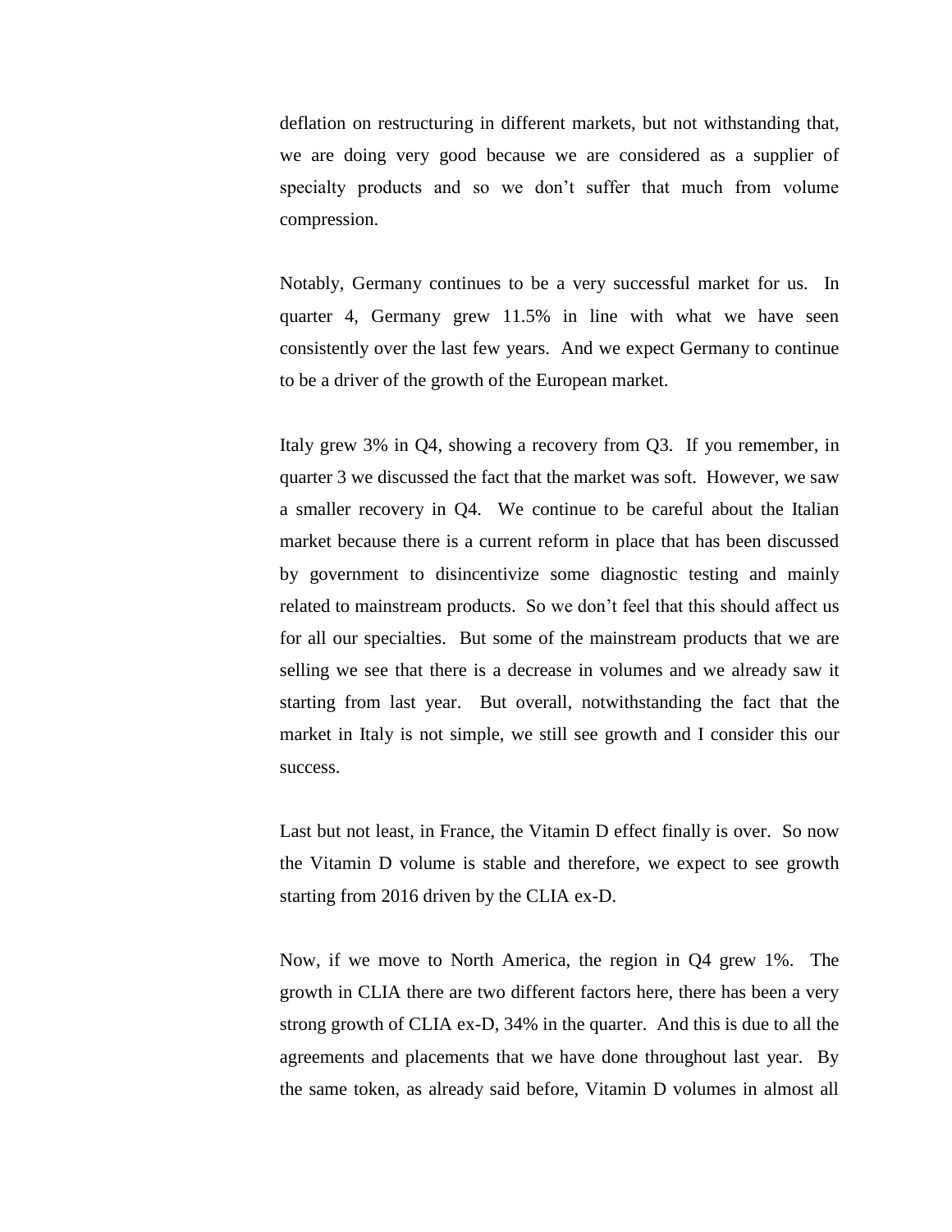deflation on restructuring in different markets, but not withstanding that, we are doing very good because we are considered as a supplier of specialty products and so we don't suffer that much from volume compression.

Notably, Germany continues to be a very successful market for us. In quarter 4, Germany grew 11.5% in line with what we have seen consistently over the last few years. And we expect Germany to continue to be a driver of the growth of the European market.

Italy grew 3% in Q4, showing a recovery from Q3. If you remember, in quarter 3 we discussed the fact that the market was soft. However, we saw a smaller recovery in Q4. We continue to be careful about the Italian market because there is a current reform in place that has been discussed by government to disincentivize some diagnostic testing and mainly related to mainstream products. So we don't feel that this should affect us for all our specialties. But some of the mainstream products that we are selling we see that there is a decrease in volumes and we already saw it starting from last year. But overall, notwithstanding the fact that the market in Italy is not simple, we still see growth and I consider this our success.

Last but not least, in France, the Vitamin D effect finally is over. So now the Vitamin D volume is stable and therefore, we expect to see growth starting from 2016 driven by the CLIA ex-D.

Now, if we move to North America, the region in Q4 grew 1%. The growth in CLIA there are two different factors here, there has been a very strong growth of CLIA ex-D, 34% in the quarter. And this is due to all the agreements and placements that we have done throughout last year. By the same token, as already said before, Vitamin D volumes in almost all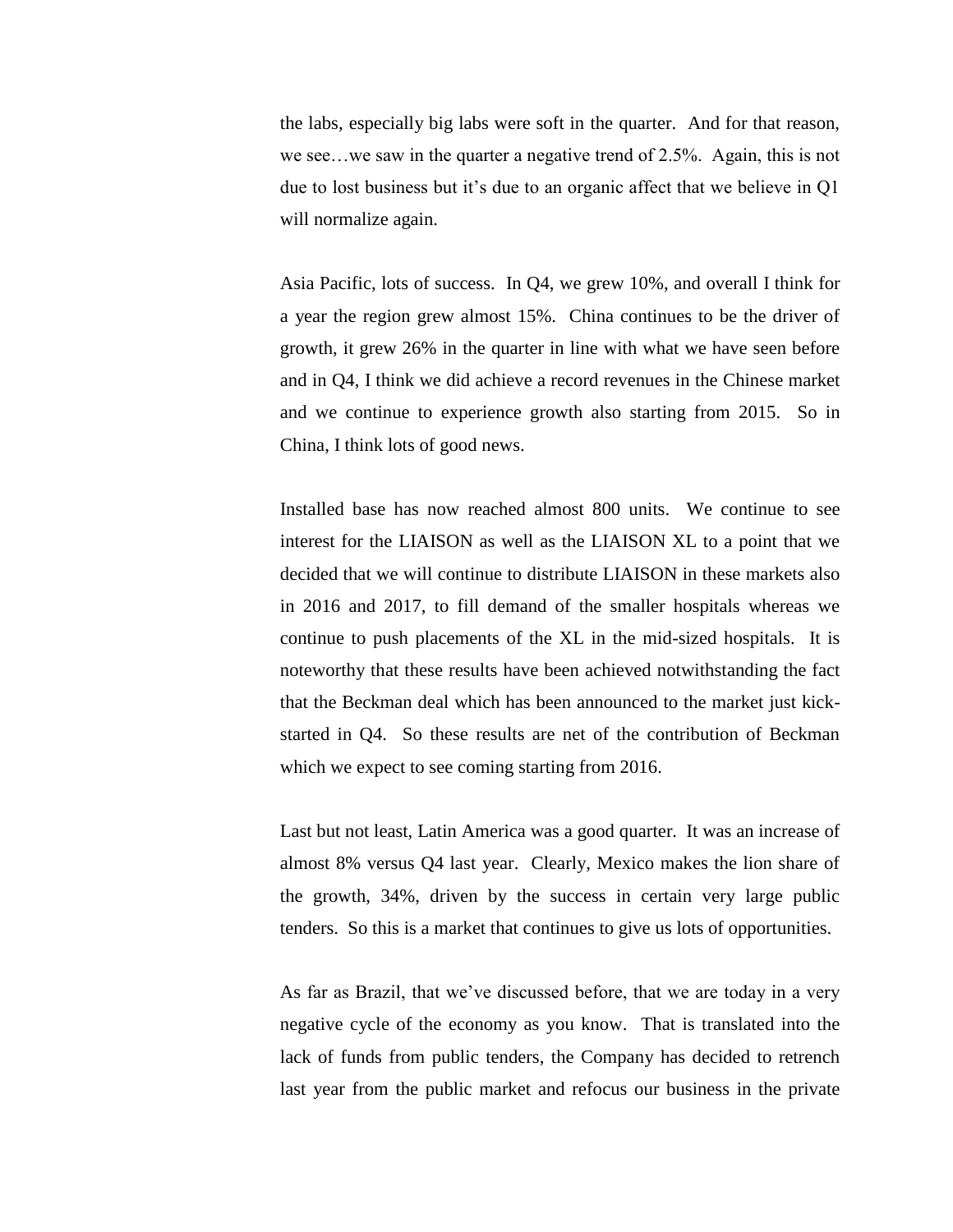the labs, especially big labs were soft in the quarter. And for that reason, we see…we saw in the quarter a negative trend of 2.5%. Again, this is not due to lost business but it's due to an organic affect that we believe in Q1 will normalize again.

Asia Pacific, lots of success. In Q4, we grew 10%, and overall I think for a year the region grew almost 15%. China continues to be the driver of growth, it grew 26% in the quarter in line with what we have seen before and in Q4, I think we did achieve a record revenues in the Chinese market and we continue to experience growth also starting from 2015. So in China, I think lots of good news.

Installed base has now reached almost 800 units. We continue to see interest for the LIAISON as well as the LIAISON XL to a point that we decided that we will continue to distribute LIAISON in these markets also in 2016 and 2017, to fill demand of the smaller hospitals whereas we continue to push placements of the XL in the mid-sized hospitals. It is noteworthy that these results have been achieved notwithstanding the fact that the Beckman deal which has been announced to the market just kick-started in Q4. So these results are net of the contribution of Beckman which we expect to see coming starting from 2016.

Last but not least, Latin America was a good quarter. It was an increase of almost 8% versus Q4 last year. Clearly, Mexico makes the lion share of the growth, 34%, driven by the success in certain very large public tenders. So this is a market that continues to give us lots of opportunities.

As far as Brazil, that we've discussed before, that we are today in a very negative cycle of the economy as you know. That is translated into the lack of funds from public tenders, the Company has decided to retrench last year from the public market and refocus our business in the private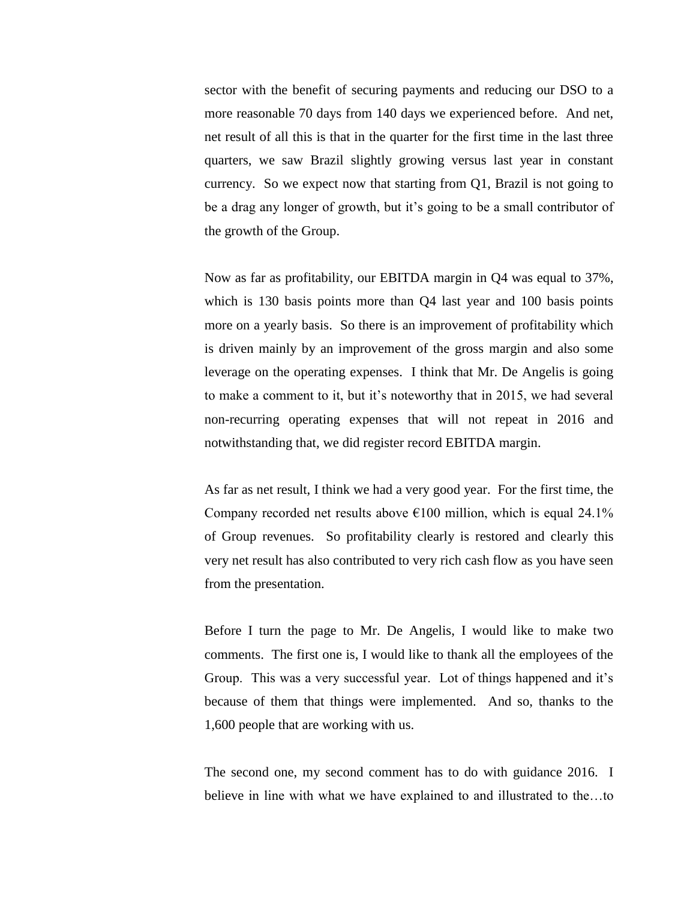sector with the benefit of securing payments and reducing our DSO to a more reasonable 70 days from 140 days we experienced before. And net, net result of all this is that in the quarter for the first time in the last three quarters, we saw Brazil slightly growing versus last year in constant currency. So we expect now that starting from Q1, Brazil is not going to be a drag any longer of growth, but it's going to be a small contributor of the growth of the Group.

Now as far as profitability, our EBITDA margin in Q4 was equal to 37%, which is 130 basis points more than Q4 last year and 100 basis points more on a yearly basis. So there is an improvement of profitability which is driven mainly by an improvement of the gross margin and also some leverage on the operating expenses. I think that Mr. De Angelis is going to make a comment to it, but it's noteworthy that in 2015, we had several non-recurring operating expenses that will not repeat in 2016 and notwithstanding that, we did register record EBITDA margin.

As far as net result, I think we had a very good year. For the first time, the Company recorded net results above €100 million, which is equal 24.1% of Group revenues. So profitability clearly is restored and clearly this very net result has also contributed to very rich cash flow as you have seen from the presentation.

Before I turn the page to Mr. De Angelis, I would like to make two comments. The first one is, I would like to thank all the employees of the Group. This was a very successful year. Lot of things happened and it's because of them that things were implemented. And so, thanks to the 1,600 people that are working with us.

The second one, my second comment has to do with guidance 2016. I believe in line with what we have explained to and illustrated to the…to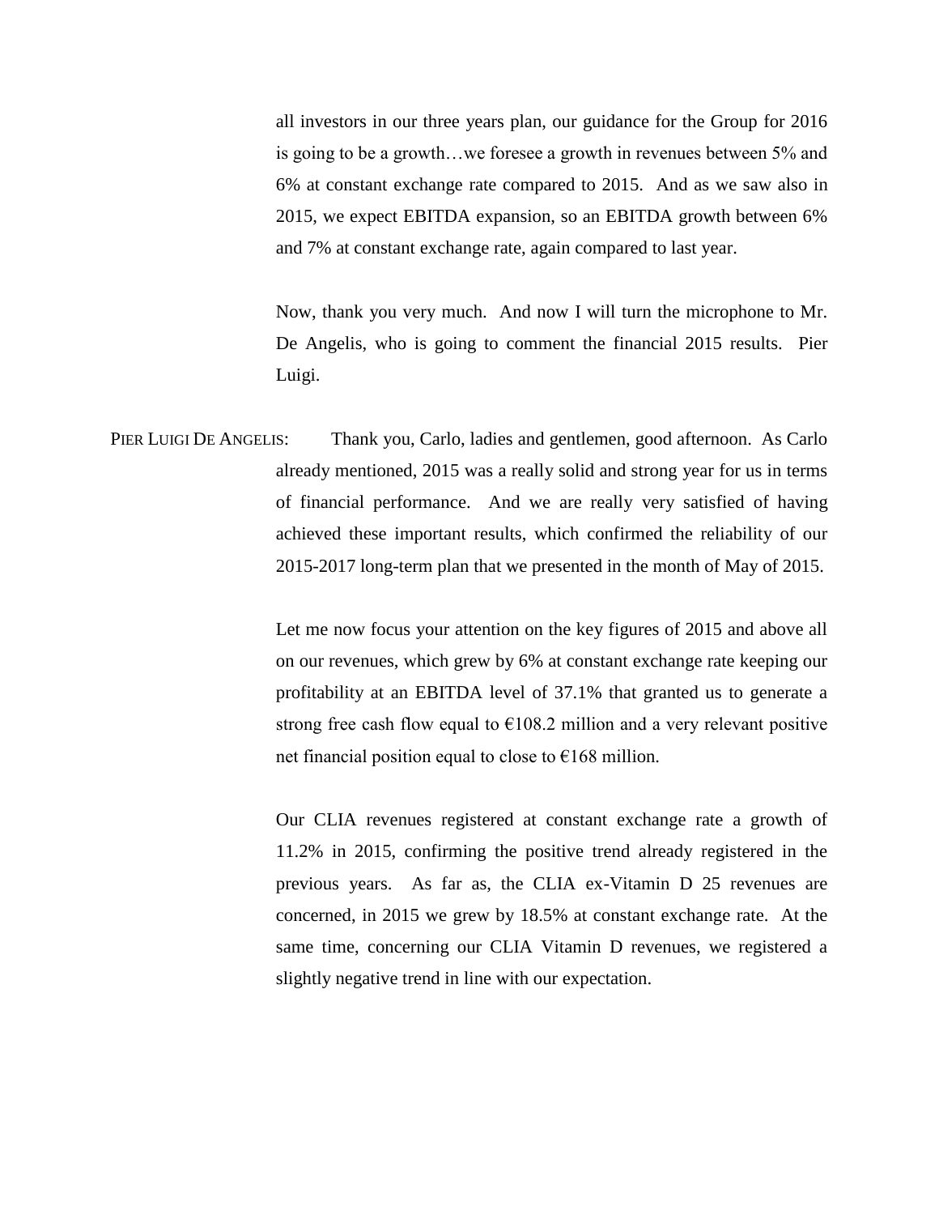all investors in our three years plan, our guidance for the Group for 2016 is going to be a growth…we foresee a growth in revenues between 5% and 6% at constant exchange rate compared to 2015. And as we saw also in 2015, we expect EBITDA expansion, so an EBITDA growth between 6% and 7% at constant exchange rate, again compared to last year.

Now, thank you very much. And now I will turn the microphone to Mr. De Angelis, who is going to comment the financial 2015 results. Pier Luigi.

PIER LUIGI DE ANGELIS: Thank you, Carlo, ladies and gentlemen, good afternoon. As Carlo already mentioned, 2015 was a really solid and strong year for us in terms of financial performance. And we are really very satisfied of having achieved these important results, which confirmed the reliability of our 2015-2017 long-term plan that we presented in the month of May of 2015.

Let me now focus your attention on the key figures of 2015 and above all on our revenues, which grew by 6% at constant exchange rate keeping our profitability at an EBITDA level of 37.1% that granted us to generate a strong free cash flow equal to €108.2 million and a very relevant positive net financial position equal to close to €168 million.

Our CLIA revenues registered at constant exchange rate a growth of 11.2% in 2015, confirming the positive trend already registered in the previous years. As far as, the CLIA ex-Vitamin D 25 revenues are concerned, in 2015 we grew by 18.5% at constant exchange rate. At the same time, concerning our CLIA Vitamin D revenues, we registered a slightly negative trend in line with our expectation.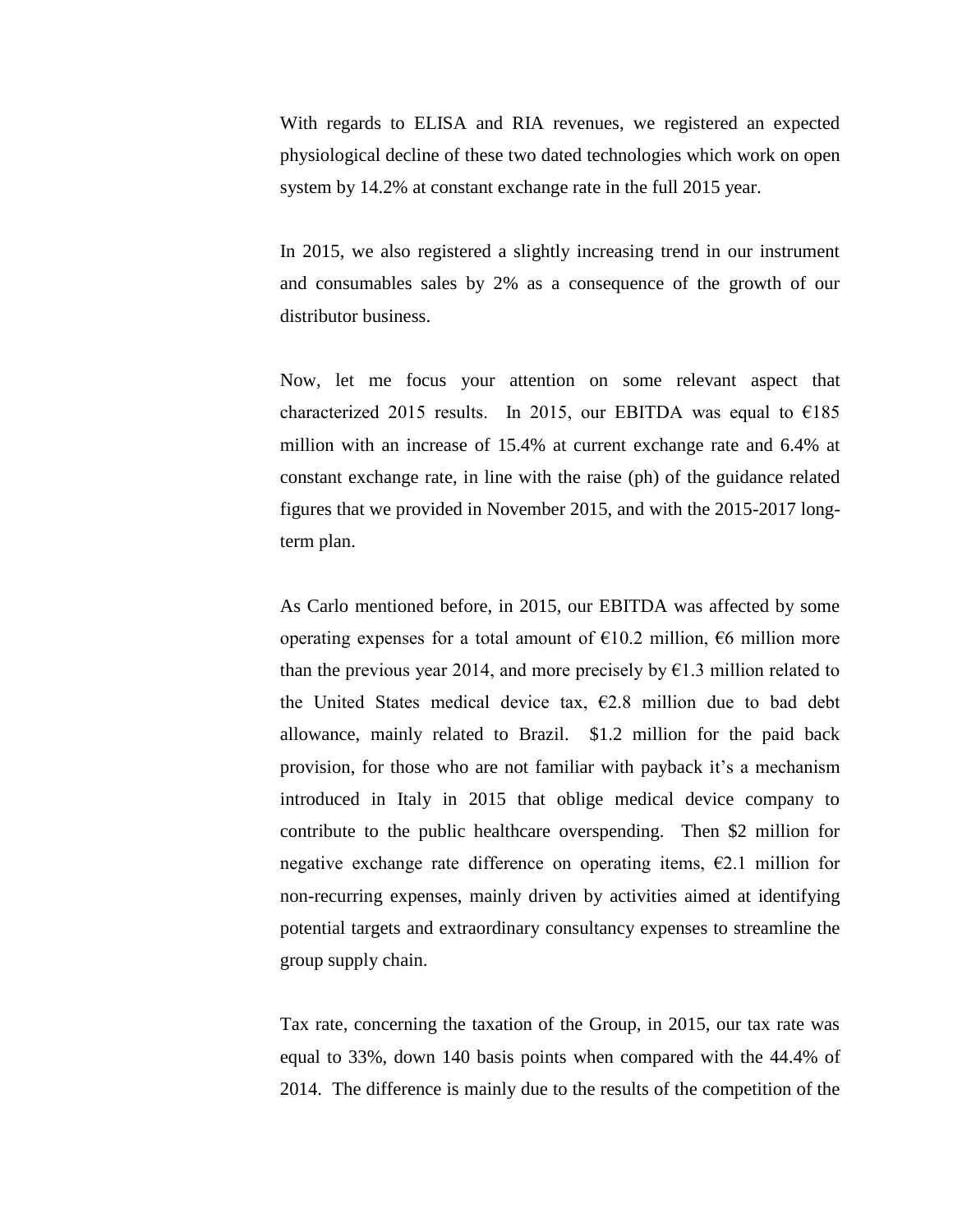With regards to ELISA and RIA revenues, we registered an expected physiological decline of these two dated technologies which work on open system by 14.2% at constant exchange rate in the full 2015 year.

In 2015, we also registered a slightly increasing trend in our instrument and consumables sales by 2% as a consequence of the growth of our distributor business.

Now, let me focus your attention on some relevant aspect that characterized 2015 results. In 2015, our EBITDA was equal to €185 million with an increase of 15.4% at current exchange rate and 6.4% at constant exchange rate, in line with the raise (ph) of the guidance related figures that we provided in November 2015, and with the 2015-2017 long-term plan.

As Carlo mentioned before, in 2015, our EBITDA was affected by some operating expenses for a total amount of €10.2 million, €6 million more than the previous year 2014, and more precisely by €1.3 million related to the United States medical device tax, €2.8 million due to bad debt allowance, mainly related to Brazil. $1.2 million for the paid back provision, for those who are not familiar with payback it's a mechanism introduced in Italy in 2015 that oblige medical device company to contribute to the public healthcare overspending. Then $2 million for negative exchange rate difference on operating items, €2.1 million for non-recurring expenses, mainly driven by activities aimed at identifying potential targets and extraordinary consultancy expenses to streamline the group supply chain.

Tax rate, concerning the taxation of the Group, in 2015, our tax rate was equal to 33%, down 140 basis points when compared with the 44.4% of 2014. The difference is mainly due to the results of the competition of the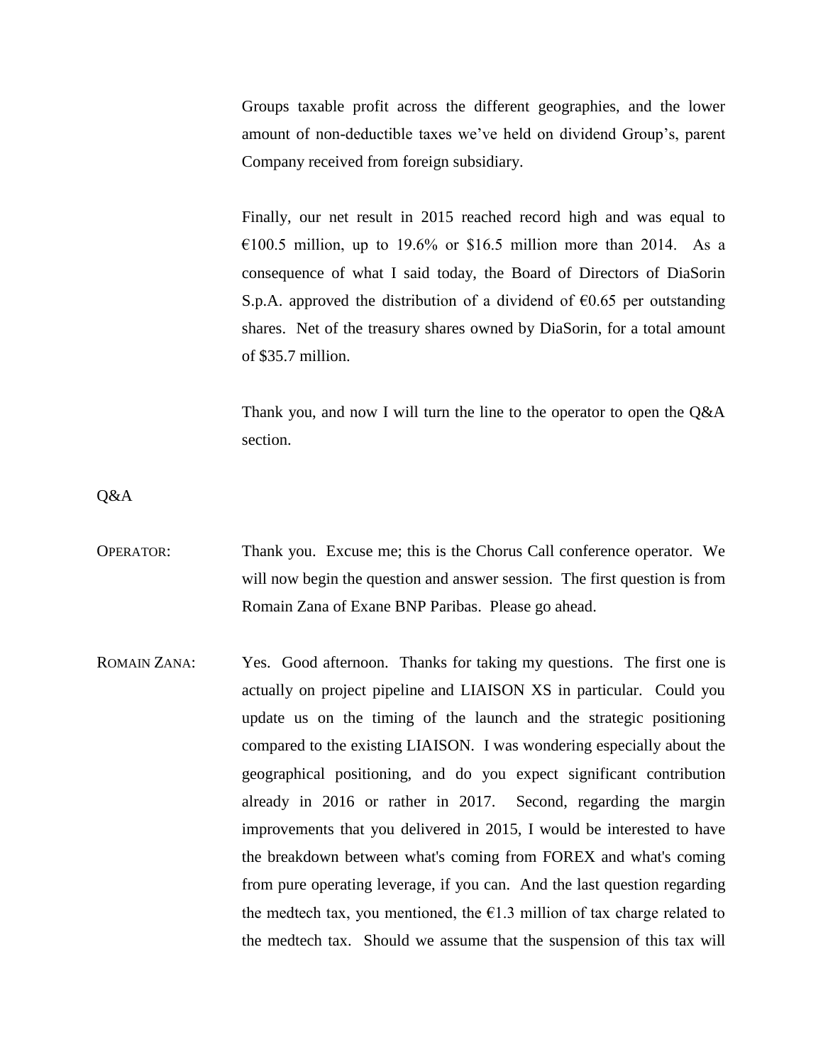Groups taxable profit across the different geographies, and the lower amount of non-deductible taxes we've held on dividend Group's, parent Company received from foreign subsidiary.

Finally, our net result in 2015 reached record high and was equal to €100.5 million, up to 19.6% or $16.5 million more than 2014. As a consequence of what I said today, the Board of Directors of DiaSorin S.p.A. approved the distribution of a dividend of €0.65 per outstanding shares. Net of the treasury shares owned by DiaSorin, for a total amount of $35.7 million.

Thank you, and now I will turn the line to the operator to open the Q&A section.

Q&A

OPERATOR: Thank you. Excuse me; this is the Chorus Call conference operator. We will now begin the question and answer session. The first question is from Romain Zana of Exane BNP Paribas. Please go ahead.

ROMAIN ZANA: Yes. Good afternoon. Thanks for taking my questions. The first one is actually on project pipeline and LIAISON XS in particular. Could you update us on the timing of the launch and the strategic positioning compared to the existing LIAISON. I was wondering especially about the geographical positioning, and do you expect significant contribution already in 2016 or rather in 2017. Second, regarding the margin improvements that you delivered in 2015, I would be interested to have the breakdown between what's coming from FOREX and what's coming from pure operating leverage, if you can. And the last question regarding the medtech tax, you mentioned, the €1.3 million of tax charge related to the medtech tax. Should we assume that the suspension of this tax will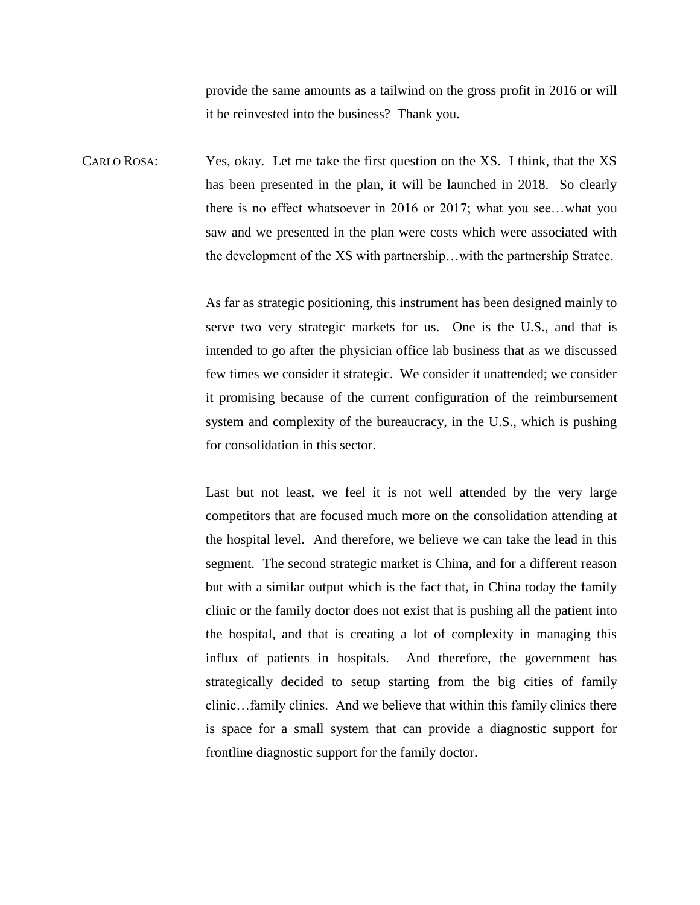provide the same amounts as a tailwind on the gross profit in 2016 or will it be reinvested into the business? Thank you.

CARLO ROSA: Yes, okay. Let me take the first question on the XS. I think, that the XS has been presented in the plan, it will be launched in 2018. So clearly there is no effect whatsoever in 2016 or 2017; what you see…what you saw and we presented in the plan were costs which were associated with the development of the XS with partnership…with the partnership Stratec.

As far as strategic positioning, this instrument has been designed mainly to serve two very strategic markets for us. One is the U.S., and that is intended to go after the physician office lab business that as we discussed few times we consider it strategic. We consider it unattended; we consider it promising because of the current configuration of the reimbursement system and complexity of the bureaucracy, in the U.S., which is pushing for consolidation in this sector.

Last but not least, we feel it is not well attended by the very large competitors that are focused much more on the consolidation attending at the hospital level. And therefore, we believe we can take the lead in this segment. The second strategic market is China, and for a different reason but with a similar output which is the fact that, in China today the family clinic or the family doctor does not exist that is pushing all the patient into the hospital, and that is creating a lot of complexity in managing this influx of patients in hospitals. And therefore, the government has strategically decided to setup starting from the big cities of family clinic…family clinics. And we believe that within this family clinics there is space for a small system that can provide a diagnostic support for frontline diagnostic support for the family doctor.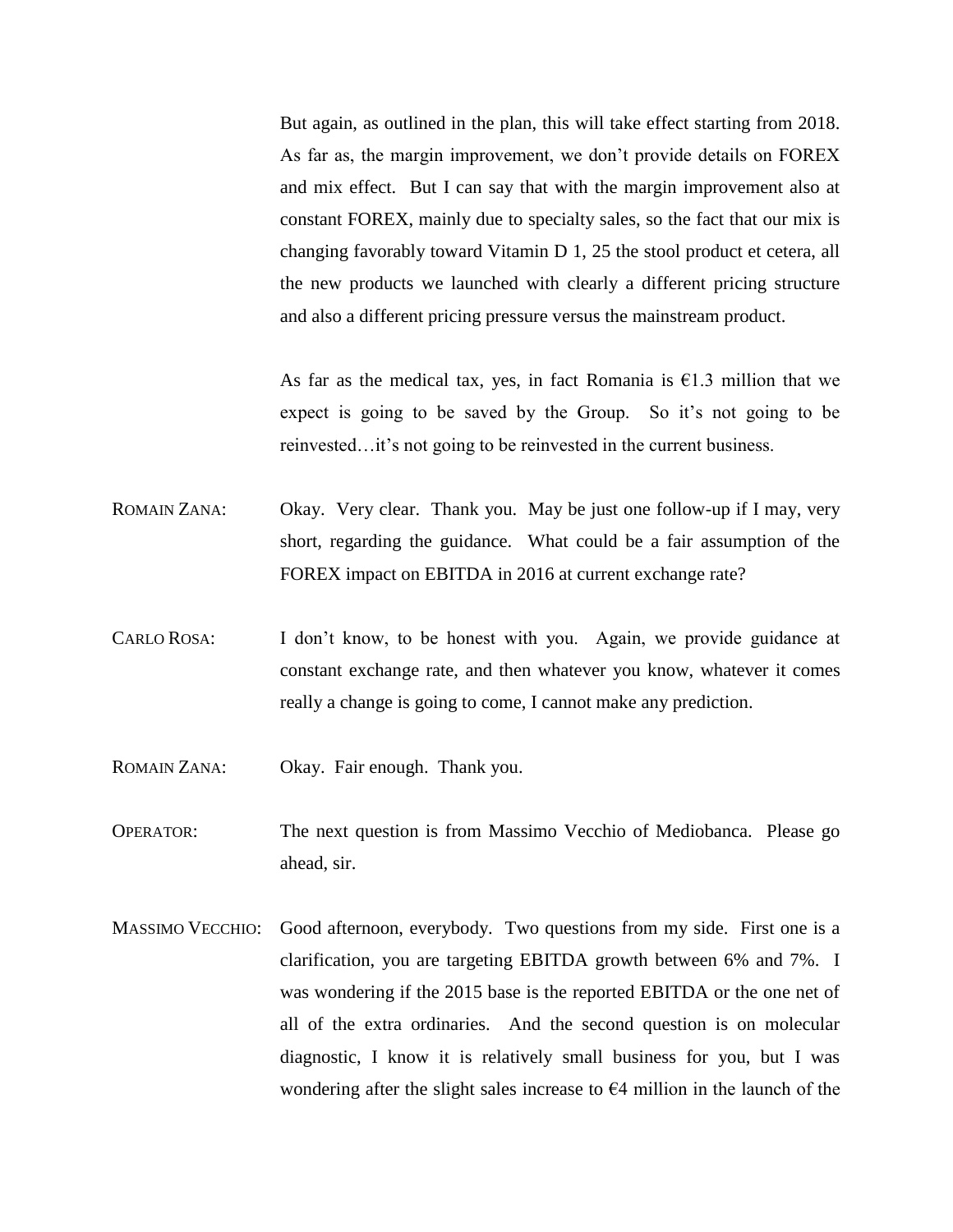But again, as outlined in the plan, this will take effect starting from 2018. As far as, the margin improvement, we don't provide details on FOREX and mix effect. But I can say that with the margin improvement also at constant FOREX, mainly due to specialty sales, so the fact that our mix is changing favorably toward Vitamin D 1, 25 the stool product et cetera, all the new products we launched with clearly a different pricing structure and also a different pricing pressure versus the mainstream product.

As far as the medical tax, yes, in fact Romania is €1.3 million that we expect is going to be saved by the Group. So it's not going to be reinvested…it's not going to be reinvested in the current business.

ROMAIN ZANA: Okay. Very clear. Thank you. May be just one follow-up if I may, very short, regarding the guidance. What could be a fair assumption of the FOREX impact on EBITDA in 2016 at current exchange rate?

CARLO ROSA: I don't know, to be honest with you. Again, we provide guidance at constant exchange rate, and then whatever you know, whatever it comes really a change is going to come, I cannot make any prediction.

ROMAIN ZANA: Okay. Fair enough. Thank you.

OPERATOR: The next question is from Massimo Vecchio of Mediobanca. Please go ahead, sir.

MASSIMO VECCHIO: Good afternoon, everybody. Two questions from my side. First one is a clarification, you are targeting EBITDA growth between 6% and 7%. I was wondering if the 2015 base is the reported EBITDA or the one net of all of the extra ordinaries. And the second question is on molecular diagnostic, I know it is relatively small business for you, but I was wondering after the slight sales increase to €4 million in the launch of the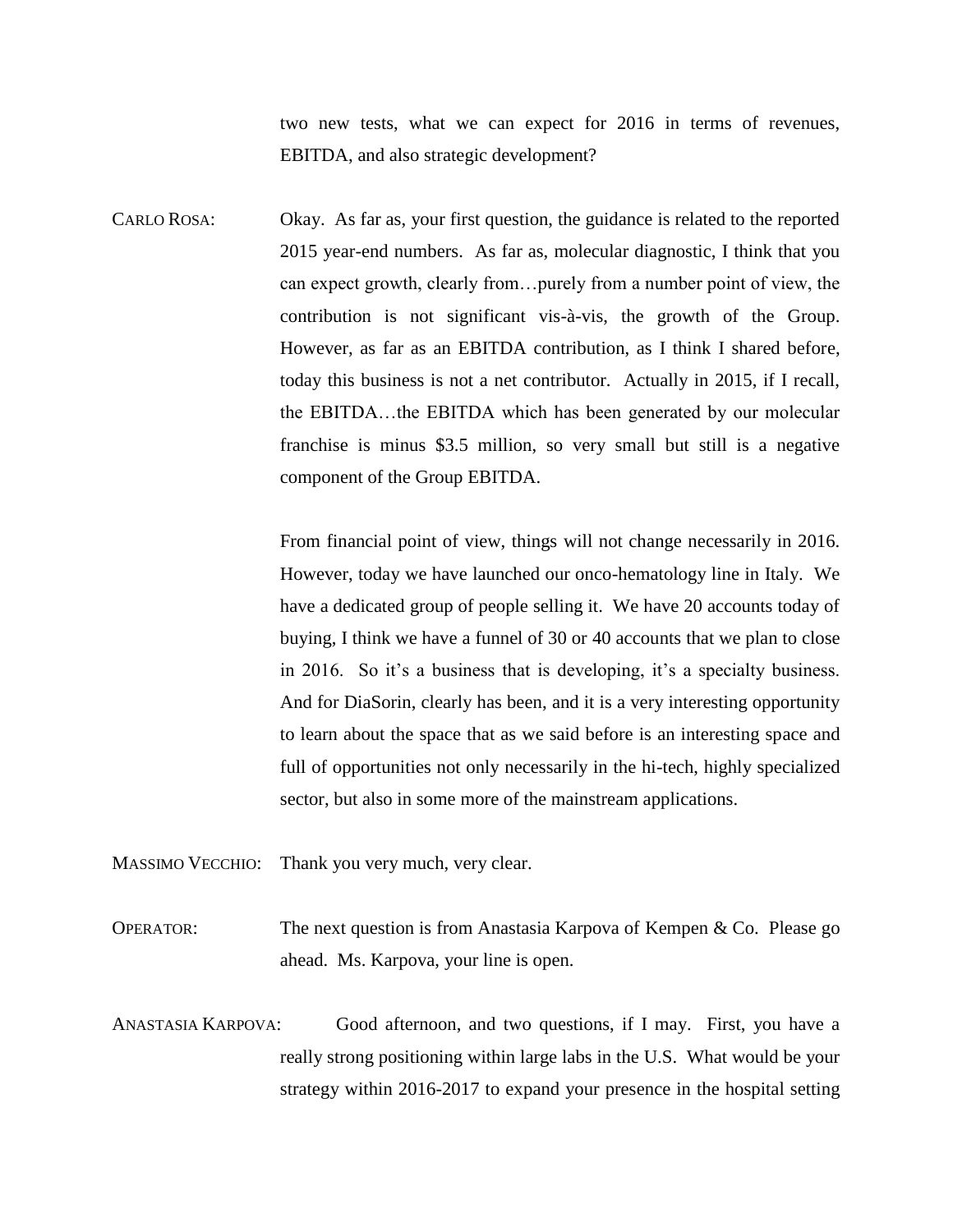two new tests, what we can expect for 2016 in terms of revenues, EBITDA, and also strategic development?

CARLO ROSA: Okay. As far as, your first question, the guidance is related to the reported 2015 year-end numbers. As far as, molecular diagnostic, I think that you can expect growth, clearly from…purely from a number point of view, the contribution is not significant vis-à-vis, the growth of the Group. However, as far as an EBITDA contribution, as I think I shared before, today this business is not a net contributor. Actually in 2015, if I recall, the EBITDA…the EBITDA which has been generated by our molecular franchise is minus $3.5 million, so very small but still is a negative component of the Group EBITDA.

From financial point of view, things will not change necessarily in 2016. However, today we have launched our onco-hematology line in Italy. We have a dedicated group of people selling it. We have 20 accounts today of buying, I think we have a funnel of 30 or 40 accounts that we plan to close in 2016. So it's a business that is developing, it's a specialty business. And for DiaSorin, clearly has been, and it is a very interesting opportunity to learn about the space that as we said before is an interesting space and full of opportunities not only necessarily in the hi-tech, highly specialized sector, but also in some more of the mainstream applications.

MASSIMO VECCHIO: Thank you very much, very clear.

OPERATOR: The next question is from Anastasia Karpova of Kempen & Co. Please go ahead. Ms. Karpova, your line is open.

ANASTASIA KARPOVA: Good afternoon, and two questions, if I may. First, you have a really strong positioning within large labs in the U.S. What would be your strategy within 2016-2017 to expand your presence in the hospital setting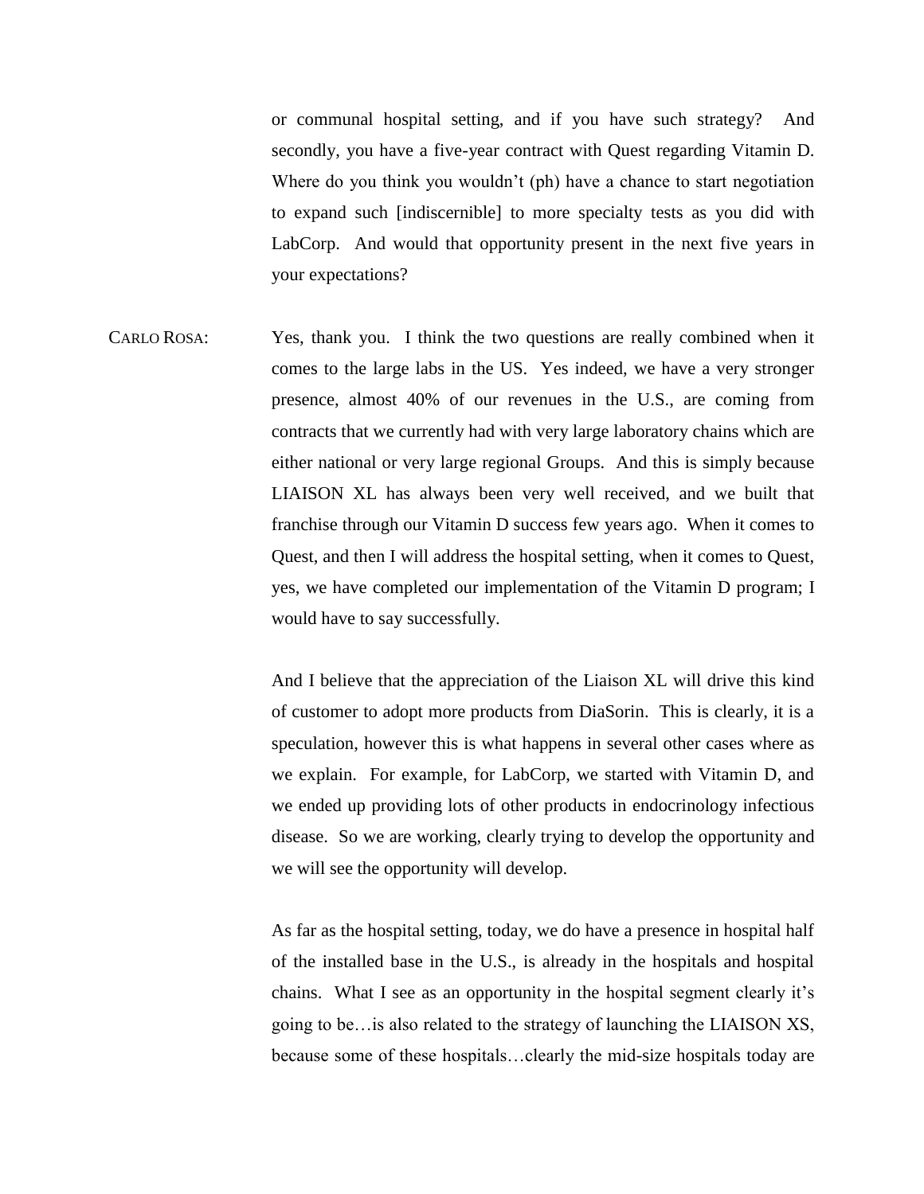or communal hospital setting, and if you have such strategy? And secondly, you have a five-year contract with Quest regarding Vitamin D. Where do you think you wouldn't (ph) have a chance to start negotiation to expand such [indiscernible] to more specialty tests as you did with LabCorp. And would that opportunity present in the next five years in your expectations?

CARLO ROSA: Yes, thank you. I think the two questions are really combined when it comes to the large labs in the US. Yes indeed, we have a very stronger presence, almost 40% of our revenues in the U.S., are coming from contracts that we currently had with very large laboratory chains which are either national or very large regional Groups. And this is simply because LIAISON XL has always been very well received, and we built that franchise through our Vitamin D success few years ago. When it comes to Quest, and then I will address the hospital setting, when it comes to Quest, yes, we have completed our implementation of the Vitamin D program; I would have to say successfully.

And I believe that the appreciation of the Liaison XL will drive this kind of customer to adopt more products from DiaSorin. This is clearly, it is a speculation, however this is what happens in several other cases where as we explain. For example, for LabCorp, we started with Vitamin D, and we ended up providing lots of other products in endocrinology infectious disease. So we are working, clearly trying to develop the opportunity and we will see the opportunity will develop.

As far as the hospital setting, today, we do have a presence in hospital half of the installed base in the U.S., is already in the hospitals and hospital chains. What I see as an opportunity in the hospital segment clearly it's going to be…is also related to the strategy of launching the LIAISON XS, because some of these hospitals…clearly the mid-size hospitals today are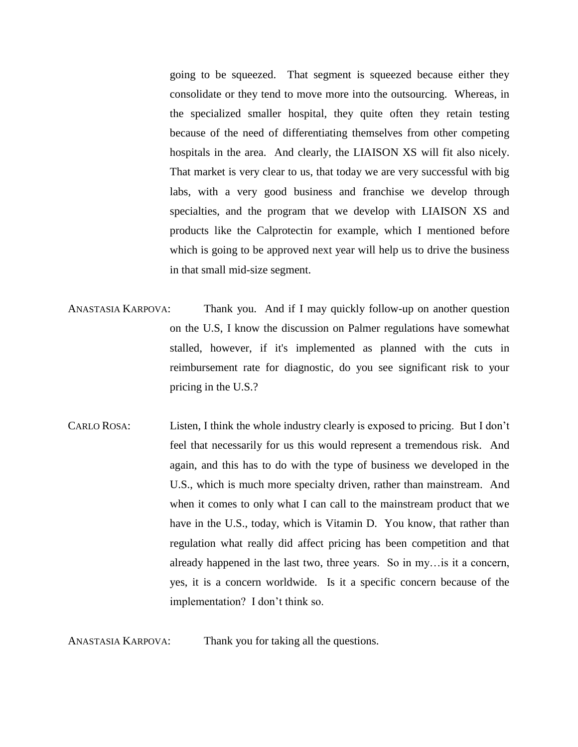going to be squeezed. That segment is squeezed because either they consolidate or they tend to move more into the outsourcing. Whereas, in the specialized smaller hospital, they quite often they retain testing because of the need of differentiating themselves from other competing hospitals in the area. And clearly, the LIAISON XS will fit also nicely. That market is very clear to us, that today we are very successful with big labs, with a very good business and franchise we develop through specialties, and the program that we develop with LIAISON XS and products like the Calprotectin for example, which I mentioned before which is going to be approved next year will help us to drive the business in that small mid-size segment.

ANASTASIA KARPOVA: Thank you. And if I may quickly follow-up on another question on the U.S, I know the discussion on Palmer regulations have somewhat stalled, however, if it's implemented as planned with the cuts in reimbursement rate for diagnostic, do you see significant risk to your pricing in the U.S.?

CARLO ROSA: Listen, I think the whole industry clearly is exposed to pricing. But I don't feel that necessarily for us this would represent a tremendous risk. And again, and this has to do with the type of business we developed in the U.S., which is much more specialty driven, rather than mainstream. And when it comes to only what I can call to the mainstream product that we have in the U.S., today, which is Vitamin D. You know, that rather than regulation what really did affect pricing has been competition and that already happened in the last two, three years. So in my…is it a concern, yes, it is a concern worldwide. Is it a specific concern because of the implementation? I don't think so.

ANASTASIA KARPOVA: Thank you for taking all the questions.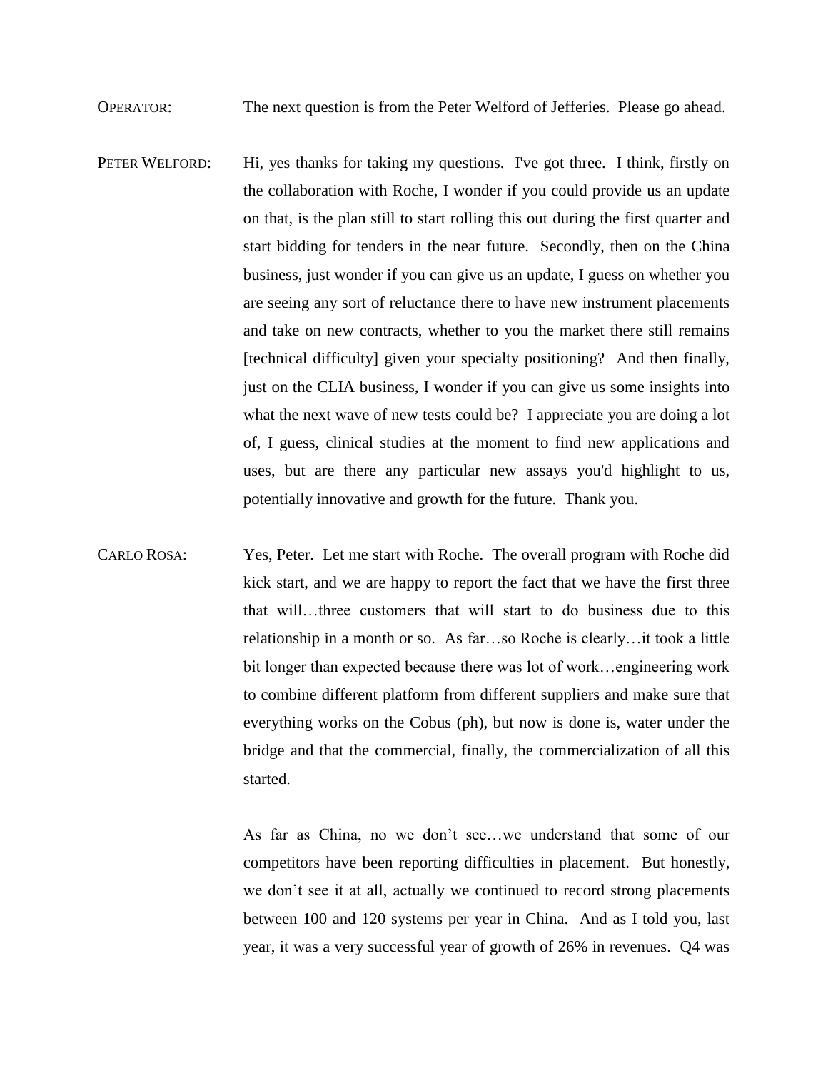OPERATOR: The next question is from the Peter Welford of Jefferies. Please go ahead.

PETER WELFORD: Hi, yes thanks for taking my questions. I've got three. I think, firstly on the collaboration with Roche, I wonder if you could provide us an update on that, is the plan still to start rolling this out during the first quarter and start bidding for tenders in the near future. Secondly, then on the China business, just wonder if you can give us an update, I guess on whether you are seeing any sort of reluctance there to have new instrument placements and take on new contracts, whether to you the market there still remains [technical difficulty] given your specialty positioning? And then finally, just on the CLIA business, I wonder if you can give us some insights into what the next wave of new tests could be? I appreciate you are doing a lot of, I guess, clinical studies at the moment to find new applications and uses, but are there any particular new assays you'd highlight to us, potentially innovative and growth for the future. Thank you.

CARLO ROSA: Yes, Peter. Let me start with Roche. The overall program with Roche did kick start, and we are happy to report the fact that we have the first three that will…three customers that will start to do business due to this relationship in a month or so. As far…so Roche is clearly…it took a little bit longer than expected because there was lot of work…engineering work to combine different platform from different suppliers and make sure that everything works on the Cobus (ph), but now is done is, water under the bridge and that the commercial, finally, the commercialization of all this started.

As far as China, no we don't see…we understand that some of our competitors have been reporting difficulties in placement. But honestly, we don't see it at all, actually we continued to record strong placements between 100 and 120 systems per year in China. And as I told you, last year, it was a very successful year of growth of 26% in revenues. Q4 was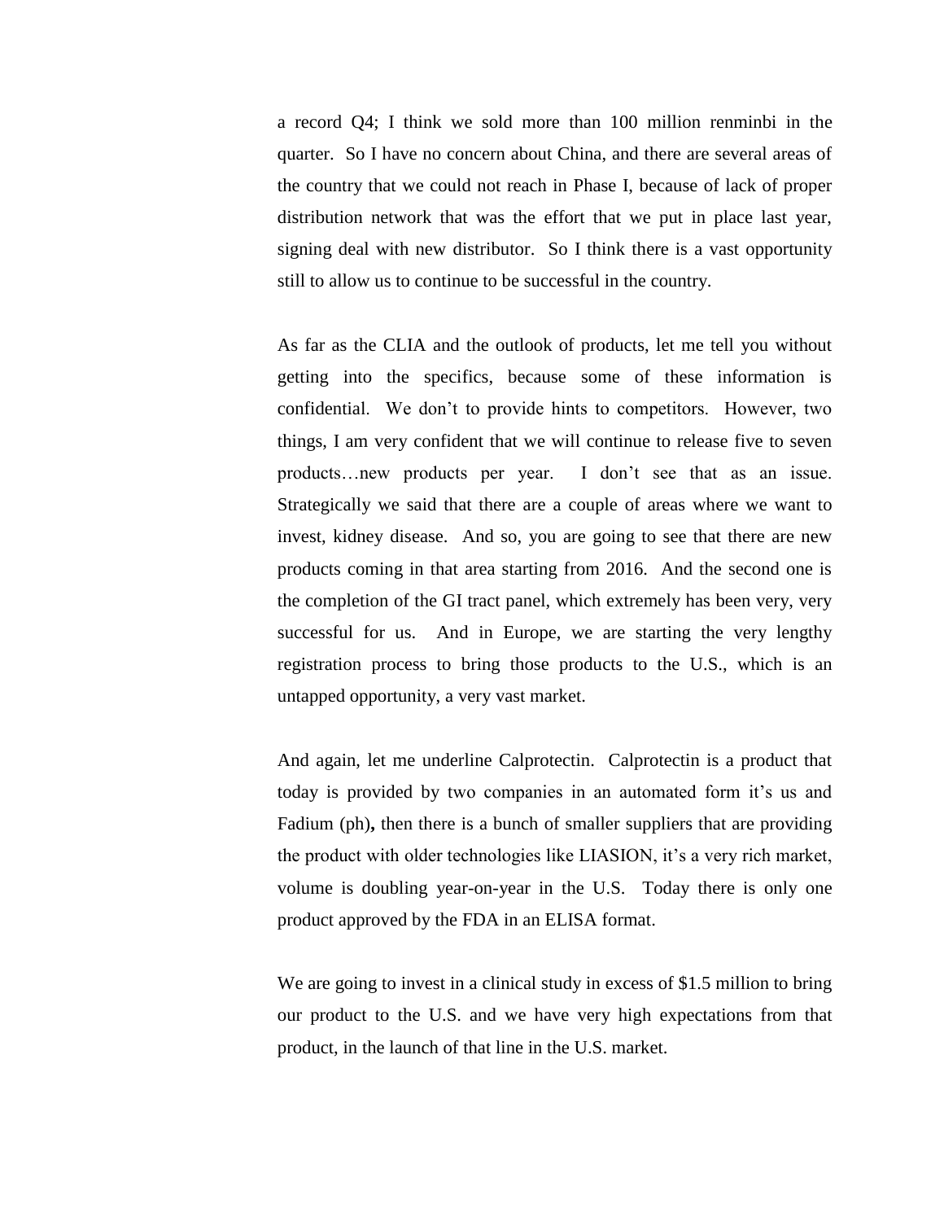a record Q4; I think we sold more than 100 million renminbi in the quarter. So I have no concern about China, and there are several areas of the country that we could not reach in Phase I, because of lack of proper distribution network that was the effort that we put in place last year, signing deal with new distributor. So I think there is a vast opportunity still to allow us to continue to be successful in the country.

As far as the CLIA and the outlook of products, let me tell you without getting into the specifics, because some of these information is confidential. We don't to provide hints to competitors. However, two things, I am very confident that we will continue to release five to seven products…new products per year. I don't see that as an issue. Strategically we said that there are a couple of areas where we want to invest, kidney disease. And so, you are going to see that there are new products coming in that area starting from 2016. And the second one is the completion of the GI tract panel, which extremely has been very, very successful for us. And in Europe, we are starting the very lengthy registration process to bring those products to the U.S., which is an untapped opportunity, a very vast market.

And again, let me underline Calprotectin. Calprotectin is a product that today is provided by two companies in an automated form it's us and Fadium (ph)**,** then there is a bunch of smaller suppliers that are providing the product with older technologies like LIASION, it's a very rich market, volume is doubling year-on-year in the U.S. Today there is only one product approved by the FDA in an ELISA format.

We are going to invest in a clinical study in excess of $1.5 million to bring our product to the U.S. and we have very high expectations from that product, in the launch of that line in the U.S. market.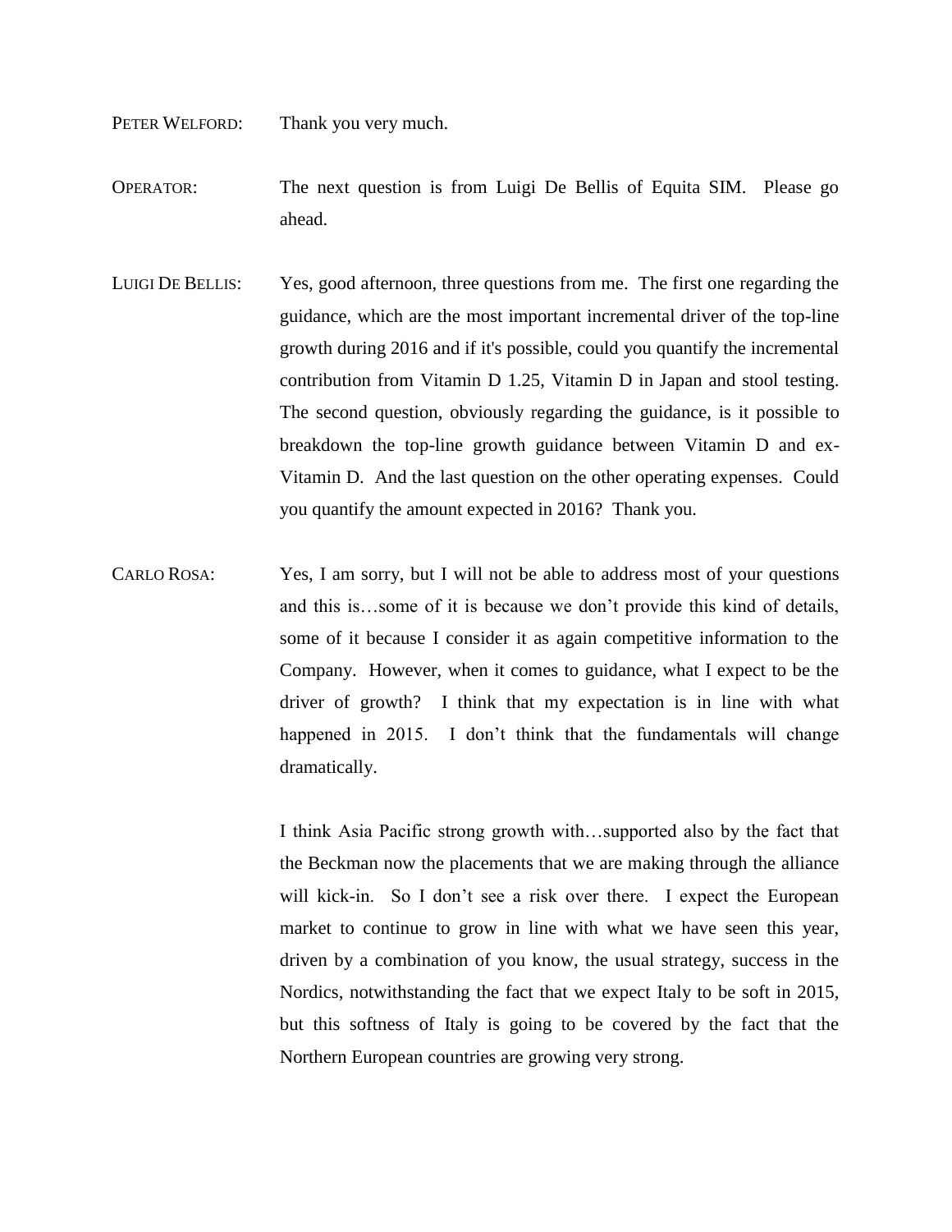PETER WELFORD: Thank you very much.

OPERATOR: The next question is from Luigi De Bellis of Equita SIM. Please go ahead.

LUIGI DE BELLIS: Yes, good afternoon, three questions from me. The first one regarding the guidance, which are the most important incremental driver of the top-line growth during 2016 and if it's possible, could you quantify the incremental contribution from Vitamin D 1.25, Vitamin D in Japan and stool testing. The second question, obviously regarding the guidance, is it possible to breakdown the top-line growth guidance between Vitamin D and ex-Vitamin D. And the last question on the other operating expenses. Could you quantify the amount expected in 2016? Thank you.

CARLO ROSA: Yes, I am sorry, but I will not be able to address most of your questions and this is…some of it is because we don't provide this kind of details, some of it because I consider it as again competitive information to the Company. However, when it comes to guidance, what I expect to be the driver of growth? I think that my expectation is in line with what happened in 2015. I don't think that the fundamentals will change dramatically.

I think Asia Pacific strong growth with…supported also by the fact that the Beckman now the placements that we are making through the alliance will kick-in. So I don't see a risk over there. I expect the European market to continue to grow in line with what we have seen this year, driven by a combination of you know, the usual strategy, success in the Nordics, notwithstanding the fact that we expect Italy to be soft in 2015, but this softness of Italy is going to be covered by the fact that the Northern European countries are growing very strong.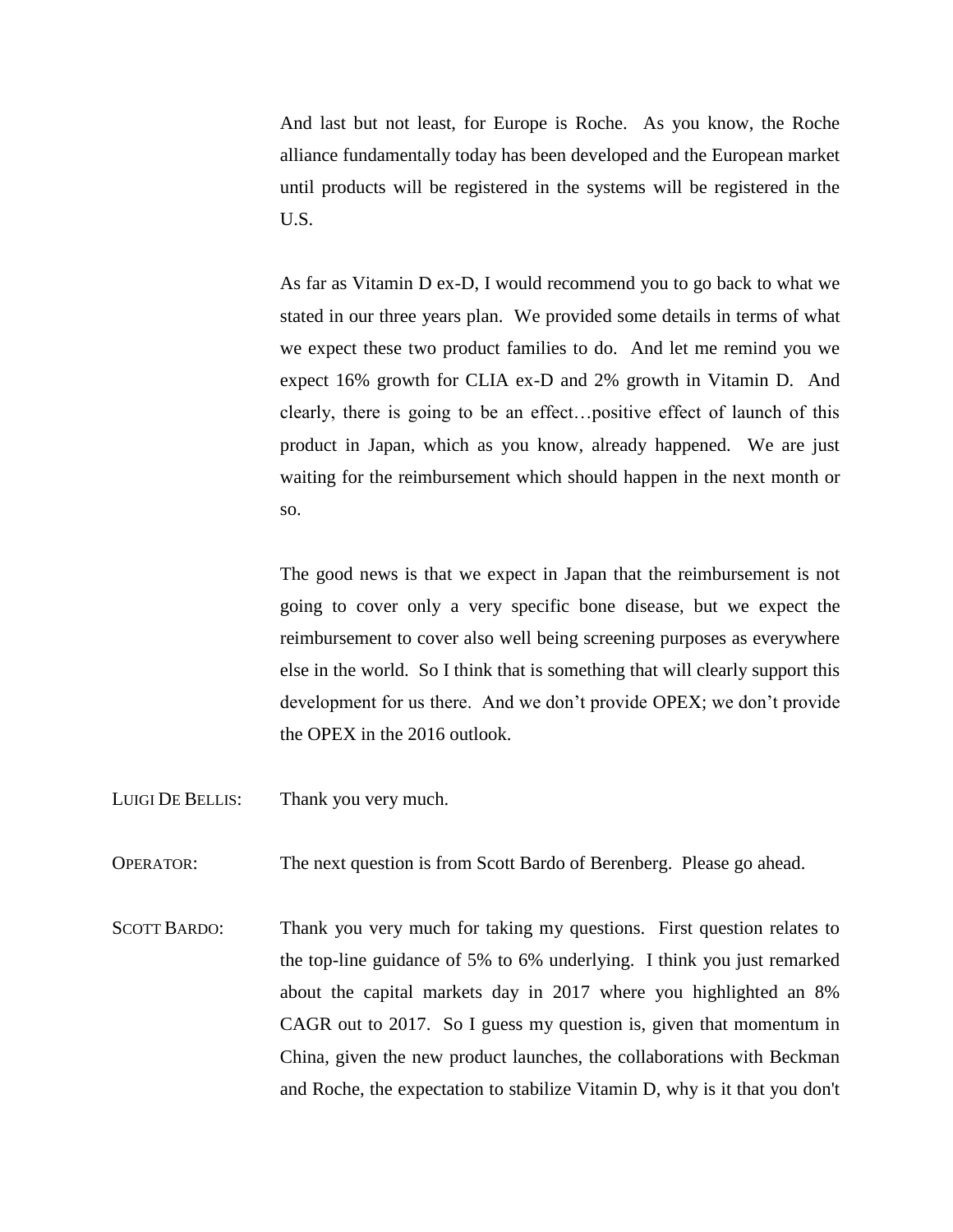And last but not least, for Europe is Roche. As you know, the Roche alliance fundamentally today has been developed and the European market until products will be registered in the systems will be registered in the U.S.

As far as Vitamin D ex-D, I would recommend you to go back to what we stated in our three years plan. We provided some details in terms of what we expect these two product families to do. And let me remind you we expect 16% growth for CLIA ex-D and 2% growth in Vitamin D. And clearly, there is going to be an effect…positive effect of launch of this product in Japan, which as you know, already happened. We are just waiting for the reimbursement which should happen in the next month or so.

The good news is that we expect in Japan that the reimbursement is not going to cover only a very specific bone disease, but we expect the reimbursement to cover also well being screening purposes as everywhere else in the world. So I think that is something that will clearly support this development for us there. And we don't provide OPEX; we don't provide the OPEX in the 2016 outlook.

LUIGI DE BELLIS: Thank you very much.

OPERATOR: The next question is from Scott Bardo of Berenberg. Please go ahead.

SCOTT BARDO: Thank you very much for taking my questions. First question relates to the top-line guidance of 5% to 6% underlying. I think you just remarked about the capital markets day in 2017 where you highlighted an 8% CAGR out to 2017. So I guess my question is, given that momentum in China, given the new product launches, the collaborations with Beckman and Roche, the expectation to stabilize Vitamin D, why is it that you don't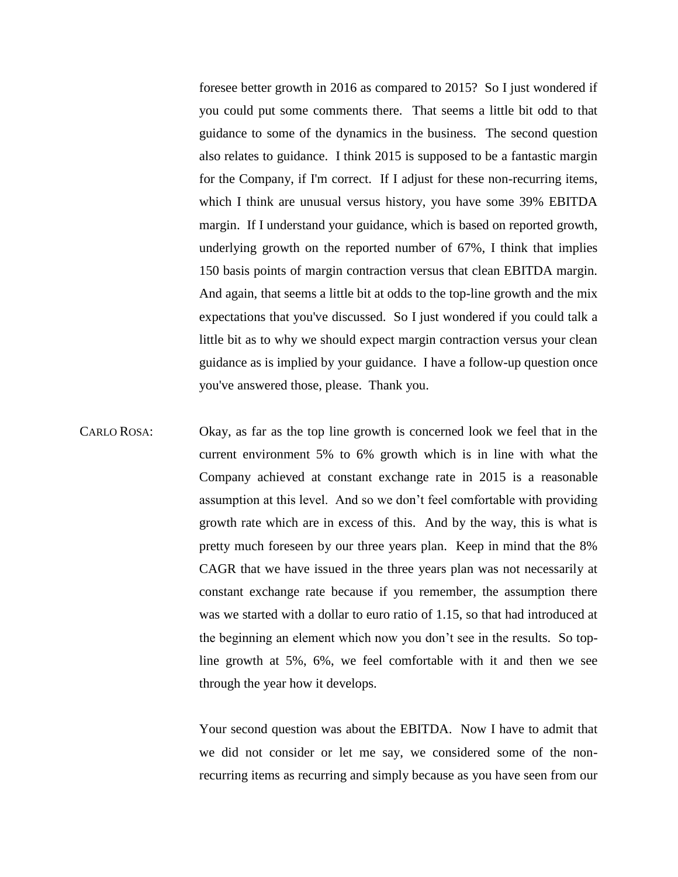foresee better growth in 2016 as compared to 2015? So I just wondered if you could put some comments there. That seems a little bit odd to that guidance to some of the dynamics in the business. The second question also relates to guidance. I think 2015 is supposed to be a fantastic margin for the Company, if I'm correct. If I adjust for these non-recurring items, which I think are unusual versus history, you have some 39% EBITDA margin. If I understand your guidance, which is based on reported growth, underlying growth on the reported number of 67%, I think that implies 150 basis points of margin contraction versus that clean EBITDA margin. And again, that seems a little bit at odds to the top-line growth and the mix expectations that you've discussed. So I just wondered if you could talk a little bit as to why we should expect margin contraction versus your clean guidance as is implied by your guidance. I have a follow-up question once you've answered those, please. Thank you.

CARLO ROSA: Okay, as far as the top line growth is concerned look we feel that in the current environment 5% to 6% growth which is in line with what the Company achieved at constant exchange rate in 2015 is a reasonable assumption at this level. And so we don't feel comfortable with providing growth rate which are in excess of this. And by the way, this is what is pretty much foreseen by our three years plan. Keep in mind that the 8% CAGR that we have issued in the three years plan was not necessarily at constant exchange rate because if you remember, the assumption there was we started with a dollar to euro ratio of 1.15, so that had introduced at the beginning an element which now you don't see in the results. So top-line growth at 5%, 6%, we feel comfortable with it and then we see through the year how it develops.

Your second question was about the EBITDA. Now I have to admit that we did not consider or let me say, we considered some of the non-recurring items as recurring and simply because as you have seen from our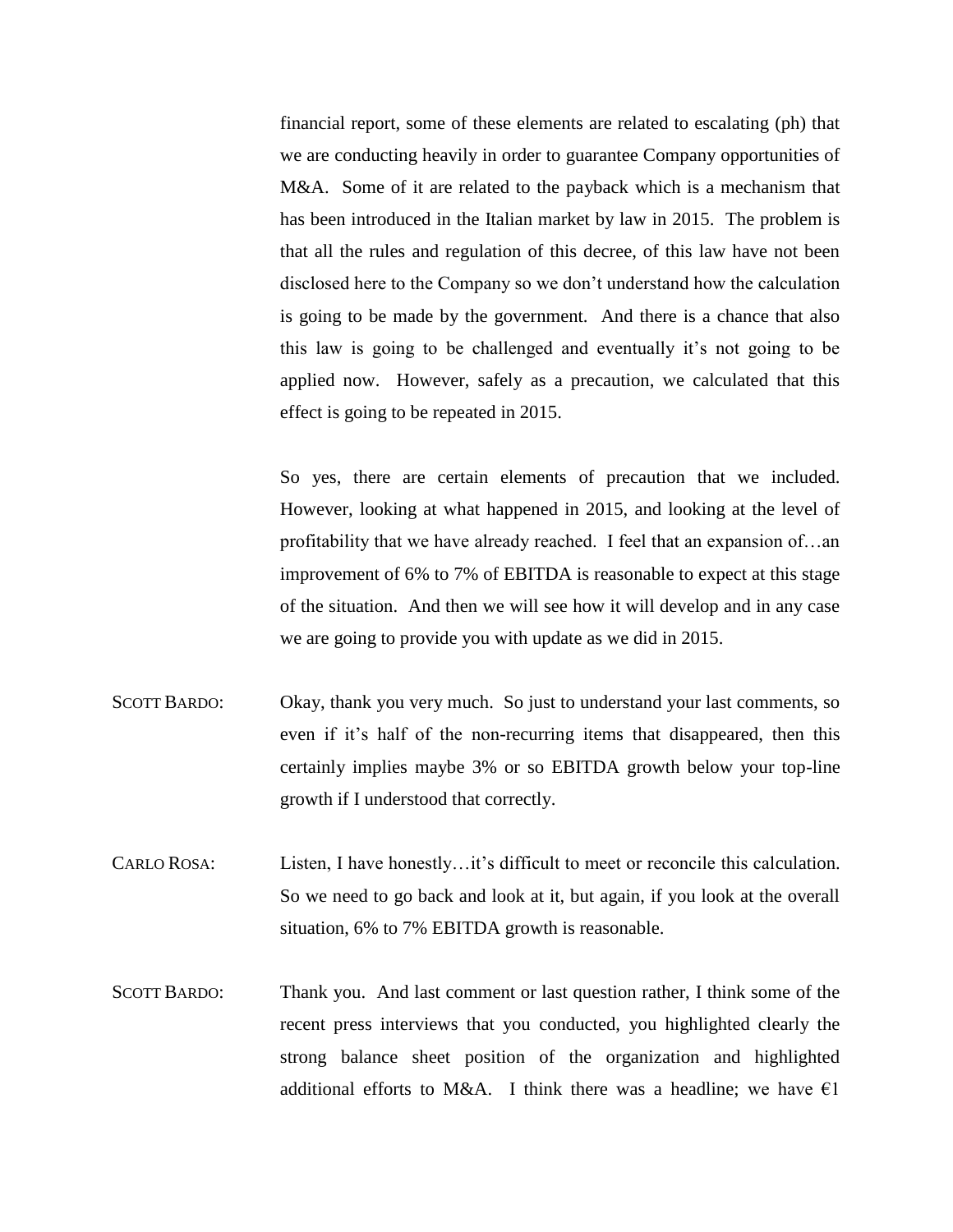financial report, some of these elements are related to escalating (ph) that we are conducting heavily in order to guarantee Company opportunities of M&A. Some of it are related to the payback which is a mechanism that has been introduced in the Italian market by law in 2015. The problem is that all the rules and regulation of this decree, of this law have not been disclosed here to the Company so we don't understand how the calculation is going to be made by the government. And there is a chance that also this law is going to be challenged and eventually it's not going to be applied now. However, safely as a precaution, we calculated that this effect is going to be repeated in 2015.

So yes, there are certain elements of precaution that we included. However, looking at what happened in 2015, and looking at the level of profitability that we have already reached. I feel that an expansion of…an improvement of 6% to 7% of EBITDA is reasonable to expect at this stage of the situation. And then we will see how it will develop and in any case we are going to provide you with update as we did in 2015.

SCOTT BARDO: Okay, thank you very much. So just to understand your last comments, so even if it's half of the non-recurring items that disappeared, then this certainly implies maybe 3% or so EBITDA growth below your top-line growth if I understood that correctly.

CARLO ROSA: Listen, I have honestly…it's difficult to meet or reconcile this calculation. So we need to go back and look at it, but again, if you look at the overall situation, 6% to 7% EBITDA growth is reasonable.

SCOTT BARDO: Thank you. And last comment or last question rather, I think some of the recent press interviews that you conducted, you highlighted clearly the strong balance sheet position of the organization and highlighted additional efforts to M&A. I think there was a headline; we have €1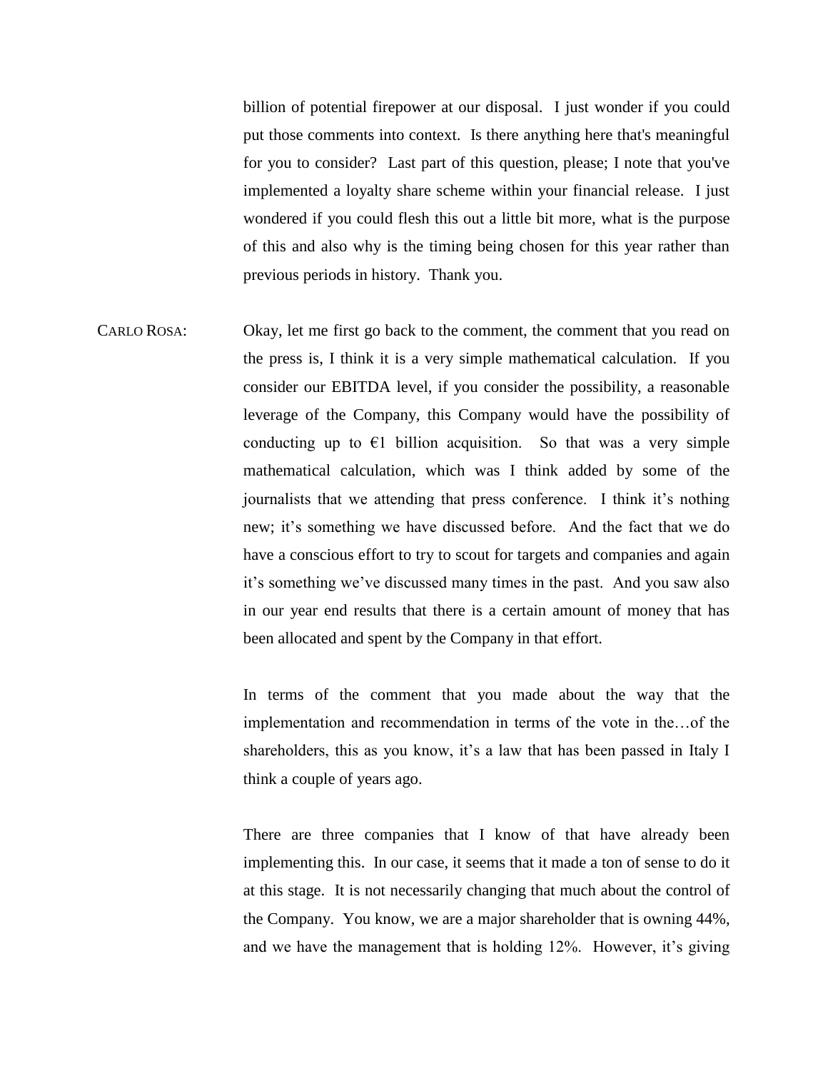billion of potential firepower at our disposal. I just wonder if you could put those comments into context. Is there anything here that's meaningful for you to consider? Last part of this question, please; I note that you've implemented a loyalty share scheme within your financial release. I just wondered if you could flesh this out a little bit more, what is the purpose of this and also why is the timing being chosen for this year rather than previous periods in history. Thank you.

CARLO ROSA: Okay, let me first go back to the comment, the comment that you read on the press is, I think it is a very simple mathematical calculation. If you consider our EBITDA level, if you consider the possibility, a reasonable leverage of the Company, this Company would have the possibility of conducting up to €1 billion acquisition. So that was a very simple mathematical calculation, which was I think added by some of the journalists that we attending that press conference. I think it's nothing new; it's something we have discussed before. And the fact that we do have a conscious effort to try to scout for targets and companies and again it's something we've discussed many times in the past. And you saw also in our year end results that there is a certain amount of money that has been allocated and spent by the Company in that effort.

In terms of the comment that you made about the way that the implementation and recommendation in terms of the vote in the…of the shareholders, this as you know, it's a law that has been passed in Italy I think a couple of years ago.

There are three companies that I know of that have already been implementing this. In our case, it seems that it made a ton of sense to do it at this stage. It is not necessarily changing that much about the control of the Company. You know, we are a major shareholder that is owning 44%, and we have the management that is holding 12%. However, it's giving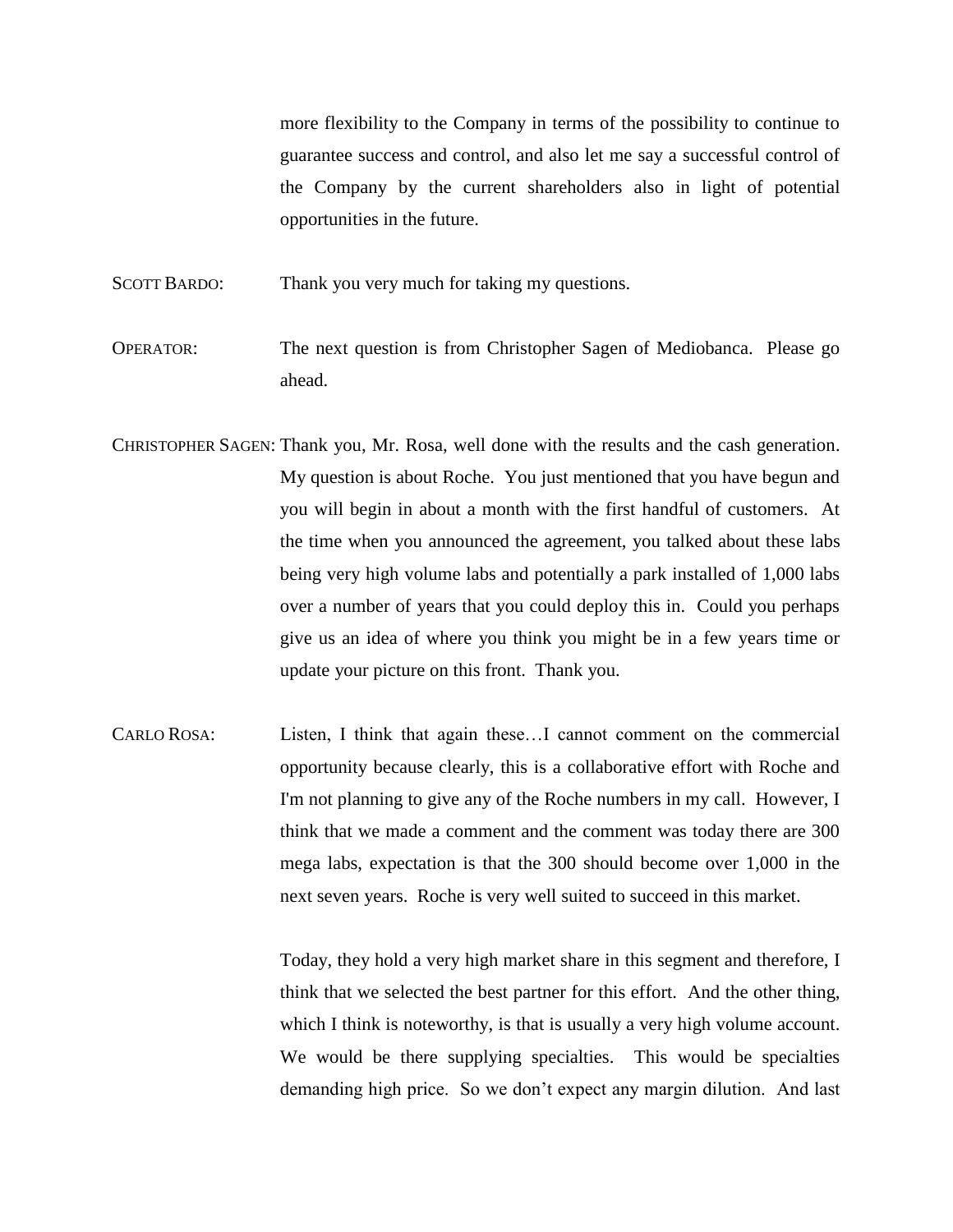more flexibility to the Company in terms of the possibility to continue to guarantee success and control, and also let me say a successful control of the Company by the current shareholders also in light of potential opportunities in the future.

SCOTT BARDO: Thank you very much for taking my questions.

OPERATOR: The next question is from Christopher Sagen of Mediobanca. Please go ahead.

CHRISTOPHER SAGEN: Thank you, Mr. Rosa, well done with the results and the cash generation. My question is about Roche. You just mentioned that you have begun and you will begin in about a month with the first handful of customers. At the time when you announced the agreement, you talked about these labs being very high volume labs and potentially a park installed of 1,000 labs over a number of years that you could deploy this in. Could you perhaps give us an idea of where you think you might be in a few years time or update your picture on this front. Thank you.

CARLO ROSA: Listen, I think that again these…I cannot comment on the commercial opportunity because clearly, this is a collaborative effort with Roche and I'm not planning to give any of the Roche numbers in my call. However, I think that we made a comment and the comment was today there are 300 mega labs, expectation is that the 300 should become over 1,000 in the next seven years. Roche is very well suited to succeed in this market.

Today, they hold a very high market share in this segment and therefore, I think that we selected the best partner for this effort. And the other thing, which I think is noteworthy, is that is usually a very high volume account. We would be there supplying specialties. This would be specialties demanding high price. So we don't expect any margin dilution. And last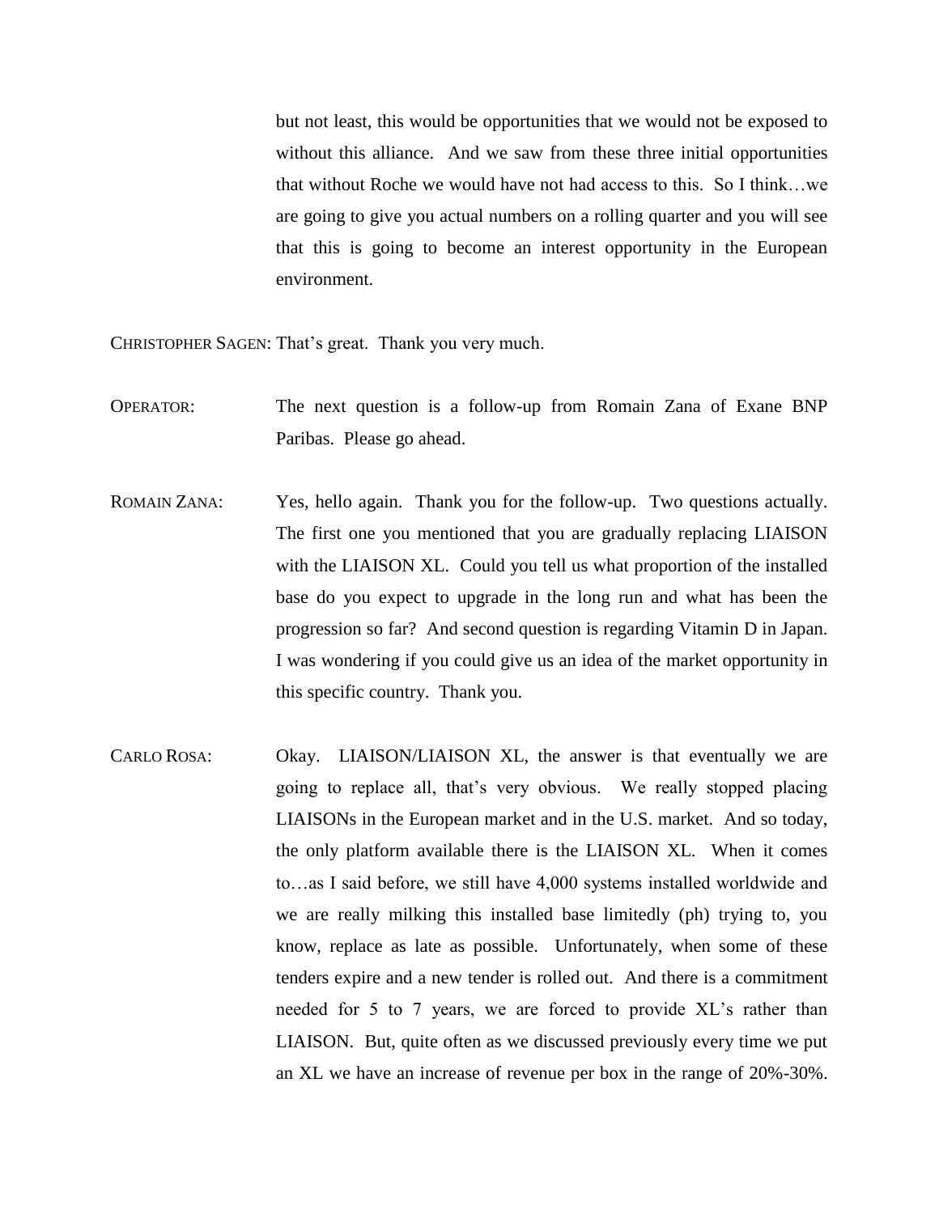but not least, this would be opportunities that we would not be exposed to without this alliance. And we saw from these three initial opportunities that without Roche we would have not had access to this. So I think…we are going to give you actual numbers on a rolling quarter and you will see that this is going to become an interest opportunity in the European environment.

CHRISTOPHER SAGEN: That's great. Thank you very much.

OPERATOR: The next question is a follow-up from Romain Zana of Exane BNP Paribas. Please go ahead.

ROMAIN ZANA: Yes, hello again. Thank you for the follow-up. Two questions actually. The first one you mentioned that you are gradually replacing LIAISON with the LIAISON XL. Could you tell us what proportion of the installed base do you expect to upgrade in the long run and what has been the progression so far? And second question is regarding Vitamin D in Japan. I was wondering if you could give us an idea of the market opportunity in this specific country. Thank you.

CARLO ROSA: Okay. LIAISON/LIAISON XL, the answer is that eventually we are going to replace all, that's very obvious. We really stopped placing LIAISONs in the European market and in the U.S. market. And so today, the only platform available there is the LIAISON XL. When it comes to…as I said before, we still have 4,000 systems installed worldwide and we are really milking this installed base limitedly (ph) trying to, you know, replace as late as possible. Unfortunately, when some of these tenders expire and a new tender is rolled out. And there is a commitment needed for 5 to 7 years, we are forced to provide XL's rather than LIAISON. But, quite often as we discussed previously every time we put an XL we have an increase of revenue per box in the range of 20%-30%.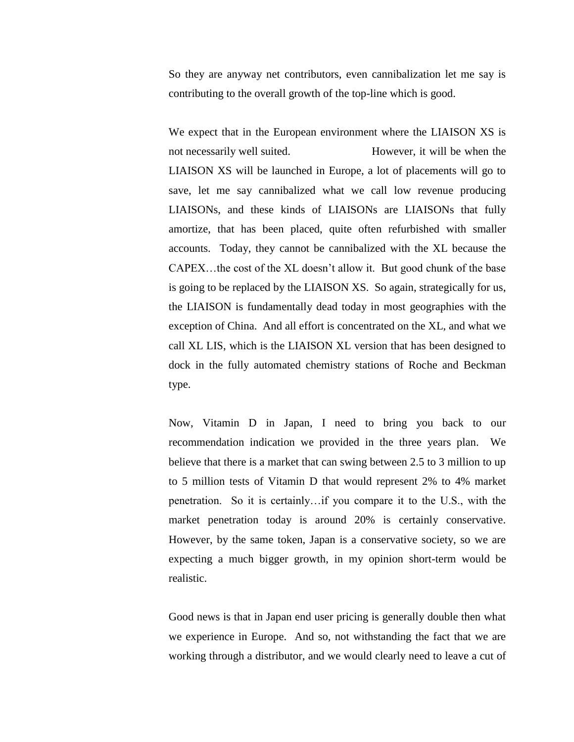So they are anyway net contributors, even cannibalization let me say is contributing to the overall growth of the top-line which is good.

We expect that in the European environment where the LIAISON XS is not necessarily well suited. However, it will be when the LIAISON XS will be launched in Europe, a lot of placements will go to save, let me say cannibalized what we call low revenue producing LIAISONs, and these kinds of LIAISONs are LIAISONs that fully amortize, that has been placed, quite often refurbished with smaller accounts. Today, they cannot be cannibalized with the XL because the CAPEX…the cost of the XL doesn't allow it. But good chunk of the base is going to be replaced by the LIAISON XS. So again, strategically for us, the LIAISON is fundamentally dead today in most geographies with the exception of China. And all effort is concentrated on the XL, and what we call XL LIS, which is the LIAISON XL version that has been designed to dock in the fully automated chemistry stations of Roche and Beckman type.

Now, Vitamin D in Japan, I need to bring you back to our recommendation indication we provided in the three years plan. We believe that there is a market that can swing between 2.5 to 3 million to up to 5 million tests of Vitamin D that would represent 2% to 4% market penetration. So it is certainly…if you compare it to the U.S., with the market penetration today is around 20% is certainly conservative. However, by the same token, Japan is a conservative society, so we are expecting a much bigger growth, in my opinion short-term would be realistic.

Good news is that in Japan end user pricing is generally double then what we experience in Europe. And so, not withstanding the fact that we are working through a distributor, and we would clearly need to leave a cut of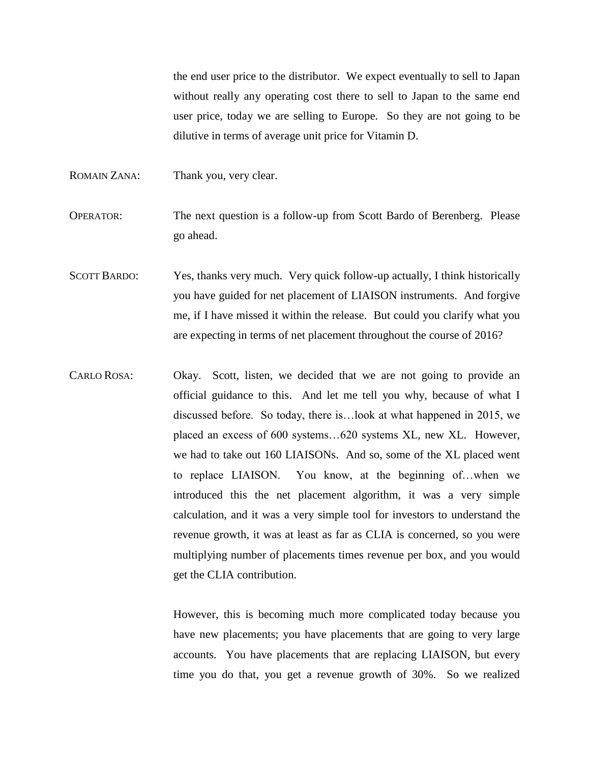the end user price to the distributor. We expect eventually to sell to Japan without really any operating cost there to sell to Japan to the same end user price, today we are selling to Europe. So they are not going to be dilutive in terms of average unit price for Vitamin D.

ROMAIN ZANA: Thank you, very clear.

OPERATOR: The next question is a follow-up from Scott Bardo of Berenberg. Please go ahead.

SCOTT BARDO: Yes, thanks very much. Very quick follow-up actually, I think historically you have guided for net placement of LIAISON instruments. And forgive me, if I have missed it within the release. But could you clarify what you are expecting in terms of net placement throughout the course of 2016?

CARLO ROSA: Okay. Scott, listen, we decided that we are not going to provide an official guidance to this. And let me tell you why, because of what I discussed before. So today, there is…look at what happened in 2015, we placed an excess of 600 systems…620 systems XL, new XL. However, we had to take out 160 LIAISONs. And so, some of the XL placed went to replace LIAISON. You know, at the beginning of…when we introduced this the net placement algorithm, it was a very simple calculation, and it was a very simple tool for investors to understand the revenue growth, it was at least as far as CLIA is concerned, so you were multiplying number of placements times revenue per box, and you would get the CLIA contribution.

However, this is becoming much more complicated today because you have new placements; you have placements that are going to very large accounts. You have placements that are replacing LIAISON, but every time you do that, you get a revenue growth of 30%. So we realized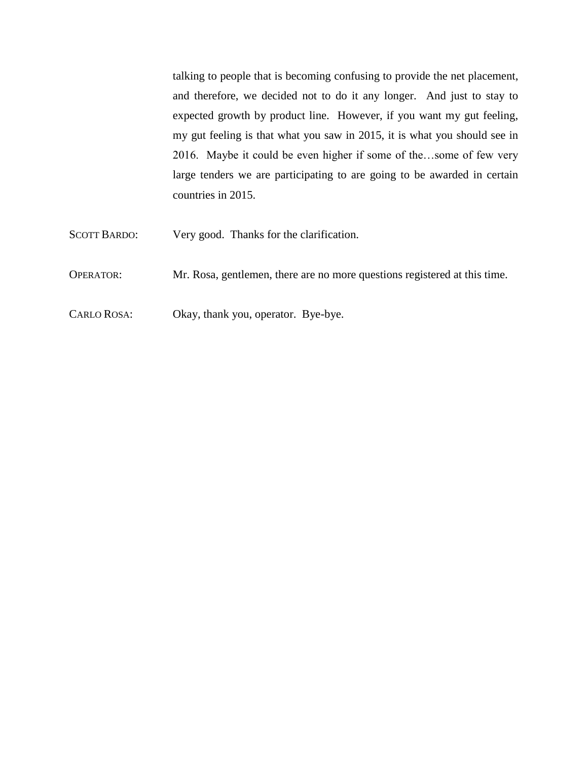talking to people that is becoming confusing to provide the net placement, and therefore, we decided not to do it any longer. And just to stay to expected growth by product line. However, if you want my gut feeling, my gut feeling is that what you saw in 2015, it is what you should see in 2016. Maybe it could be even higher if some of the…some of few very large tenders we are participating to are going to be awarded in certain countries in 2015.

SCOTT BARDO: Very good. Thanks for the clarification.

OPERATOR: Mr. Rosa, gentlemen, there are no more questions registered at this time.

CARLO ROSA: Okay, thank you, operator. Bye-bye.